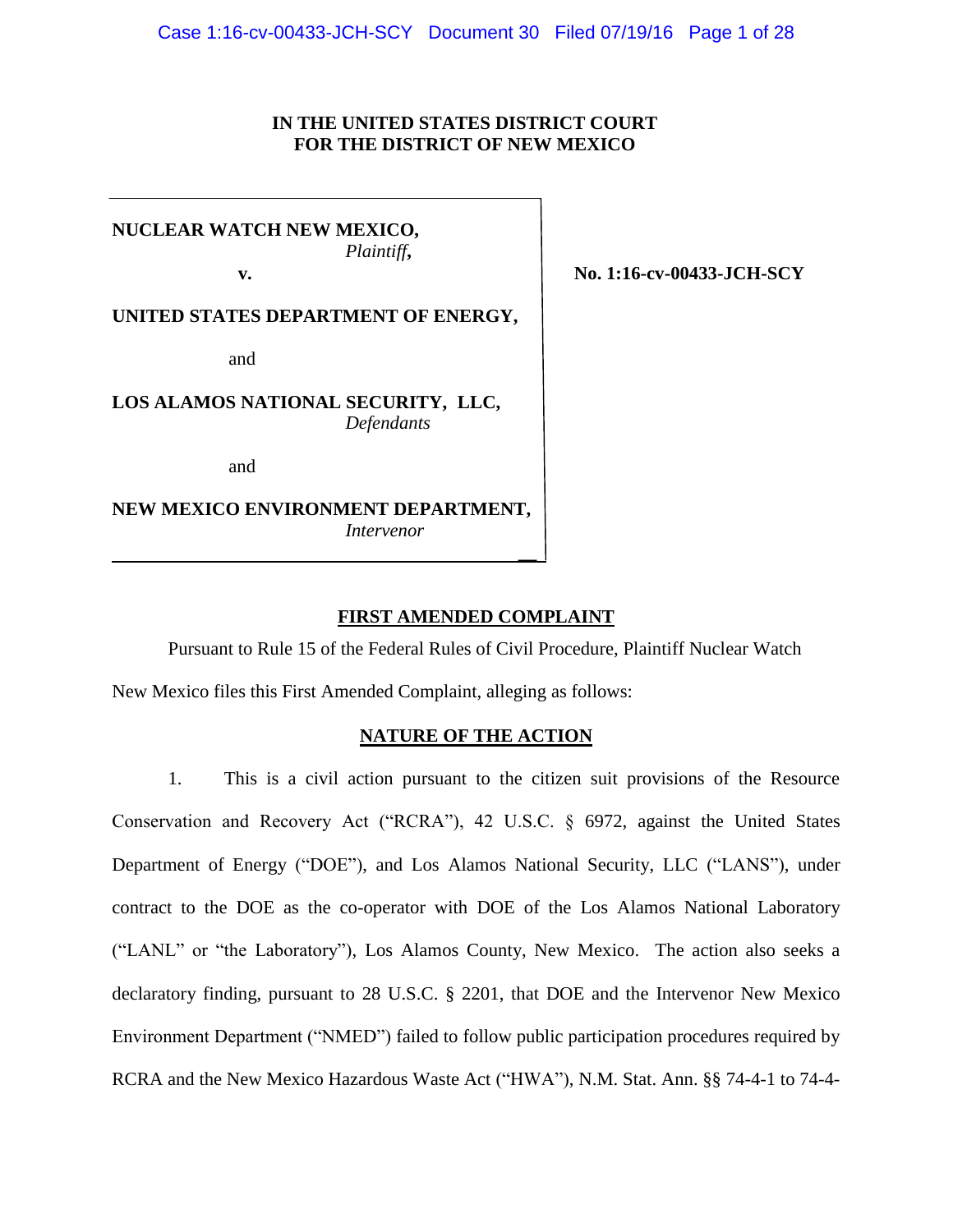**IN THE UNITED STATES DISTRICT COURT**
**FOR THE DISTRICT OF NEW MEXICO**

**NUCLEAR WATCH NEW MEXICO,**
*Plaintiff,*

**v.**

**UNITED STATES DEPARTMENT OF ENERGY,**

and

**LOS ALAMOS NATIONAL SECURITY, LLC,**
*Defendants*

and

**NEW MEXICO ENVIRONMENT DEPARTMENT,**
*Intervenor*

**No. 1:16-cv-00433-JCH-SCY**

## FIRST AMENDED COMPLAINT

Pursuant to Rule 15 of the Federal Rules of Civil Procedure, Plaintiff Nuclear Watch New Mexico files this First Amended Complaint, alleging as follows:

## NATURE OF THE ACTION

1. This is a civil action pursuant to the citizen suit provisions of the Resource Conservation and Recovery Act ("RCRA"), 42 U.S.C. § 6972, against the United States Department of Energy ("DOE"), and Los Alamos National Security, LLC ("LANS"), under contract to the DOE as the co-operator with DOE of the Los Alamos National Laboratory ("LANL" or "the Laboratory"), Los Alamos County, New Mexico. The action also seeks a declaratory finding, pursuant to 28 U.S.C. § 2201, that DOE and the Intervenor New Mexico Environment Department ("NMED") failed to follow public participation procedures required by RCRA and the New Mexico Hazardous Waste Act ("HWA"), N.M. Stat. Ann. §§ 74-4-1 to 74-4-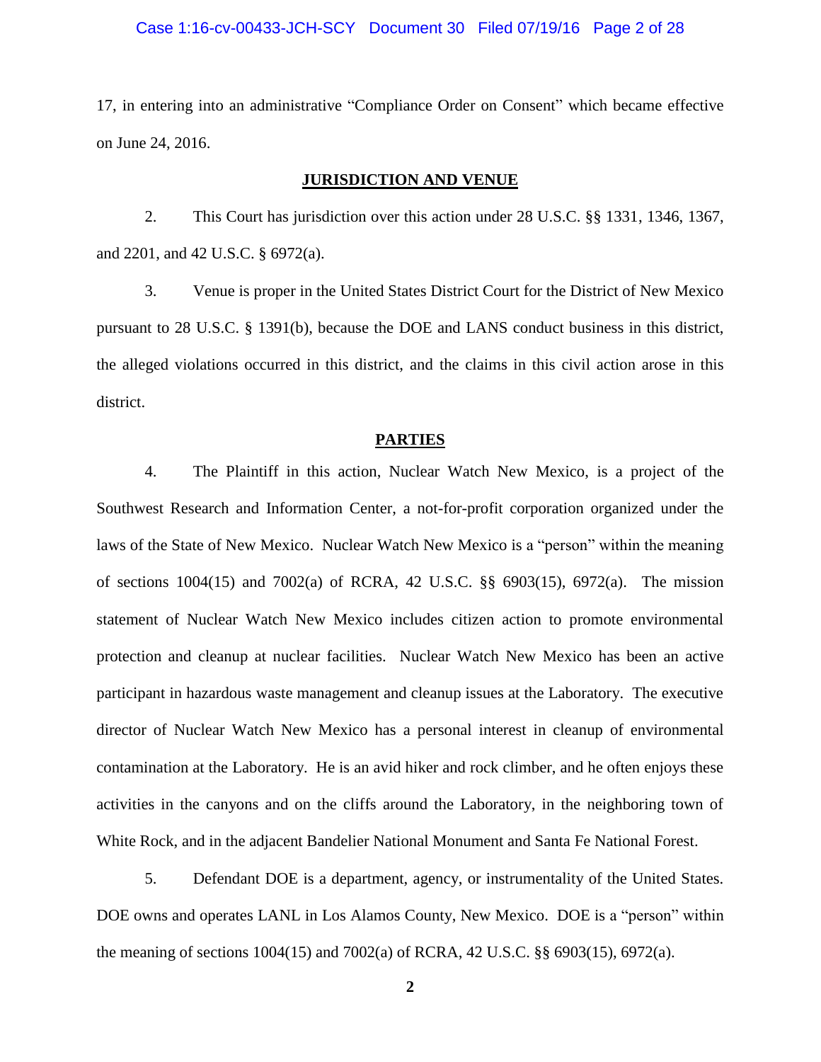17, in entering into an administrative "Compliance Order on Consent" which became effective on June 24, 2016.

## JURISDICTION AND VENUE

2. This Court has jurisdiction over this action under 28 U.S.C. §§ 1331, 1346, 1367, and 2201, and 42 U.S.C. § 6972(a).

3. Venue is proper in the United States District Court for the District of New Mexico pursuant to 28 U.S.C. § 1391(b), because the DOE and LANS conduct business in this district, the alleged violations occurred in this district, and the claims in this civil action arose in this district.

## PARTIES

4. The Plaintiff in this action, Nuclear Watch New Mexico, is a project of the Southwest Research and Information Center, a not-for-profit corporation organized under the laws of the State of New Mexico. Nuclear Watch New Mexico is a "person" within the meaning of sections 1004(15) and 7002(a) of RCRA, 42 U.S.C. §§ 6903(15), 6972(a). The mission statement of Nuclear Watch New Mexico includes citizen action to promote environmental protection and cleanup at nuclear facilities. Nuclear Watch New Mexico has been an active participant in hazardous waste management and cleanup issues at the Laboratory. The executive director of Nuclear Watch New Mexico has a personal interest in cleanup of environmental contamination at the Laboratory. He is an avid hiker and rock climber, and he often enjoys these activities in the canyons and on the cliffs around the Laboratory, in the neighboring town of White Rock, and in the adjacent Bandelier National Monument and Santa Fe National Forest.

5. Defendant DOE is a department, agency, or instrumentality of the United States. DOE owns and operates LANL in Los Alamos County, New Mexico. DOE is a "person" within the meaning of sections 1004(15) and 7002(a) of RCRA, 42 U.S.C. §§ 6903(15), 6972(a).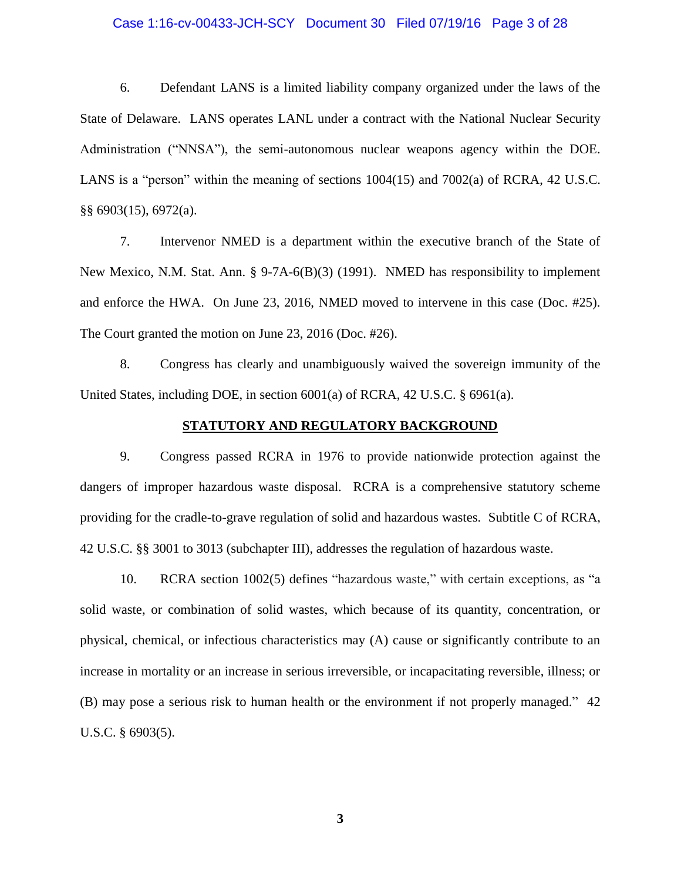6. Defendant LANS is a limited liability company organized under the laws of the State of Delaware. LANS operates LANL under a contract with the National Nuclear Security Administration ("NNSA"), the semi-autonomous nuclear weapons agency within the DOE. LANS is a "person" within the meaning of sections 1004(15) and 7002(a) of RCRA, 42 U.S.C. §§ 6903(15), 6972(a).

7. Intervenor NMED is a department within the executive branch of the State of New Mexico, N.M. Stat. Ann. § 9-7A-6(B)(3) (1991). NMED has responsibility to implement and enforce the HWA. On June 23, 2016, NMED moved to intervene in this case (Doc. #25). The Court granted the motion on June 23, 2016 (Doc. #26).

8. Congress has clearly and unambiguously waived the sovereign immunity of the United States, including DOE, in section 6001(a) of RCRA, 42 U.S.C. § 6961(a).

## STATUTORY AND REGULATORY BACKGROUND

9. Congress passed RCRA in 1976 to provide nationwide protection against the dangers of improper hazardous waste disposal. RCRA is a comprehensive statutory scheme providing for the cradle-to-grave regulation of solid and hazardous wastes. Subtitle C of RCRA, 42 U.S.C. §§ 3001 to 3013 (subchapter III), addresses the regulation of hazardous waste.

10. RCRA section 1002(5) defines "hazardous waste," with certain exceptions, as "a solid waste, or combination of solid wastes, which because of its quantity, concentration, or physical, chemical, or infectious characteristics may (A) cause or significantly contribute to an increase in mortality or an increase in serious irreversible, or incapacitating reversible, illness; or (B) may pose a serious risk to human health or the environment if not properly managed." 42 U.S.C. § 6903(5).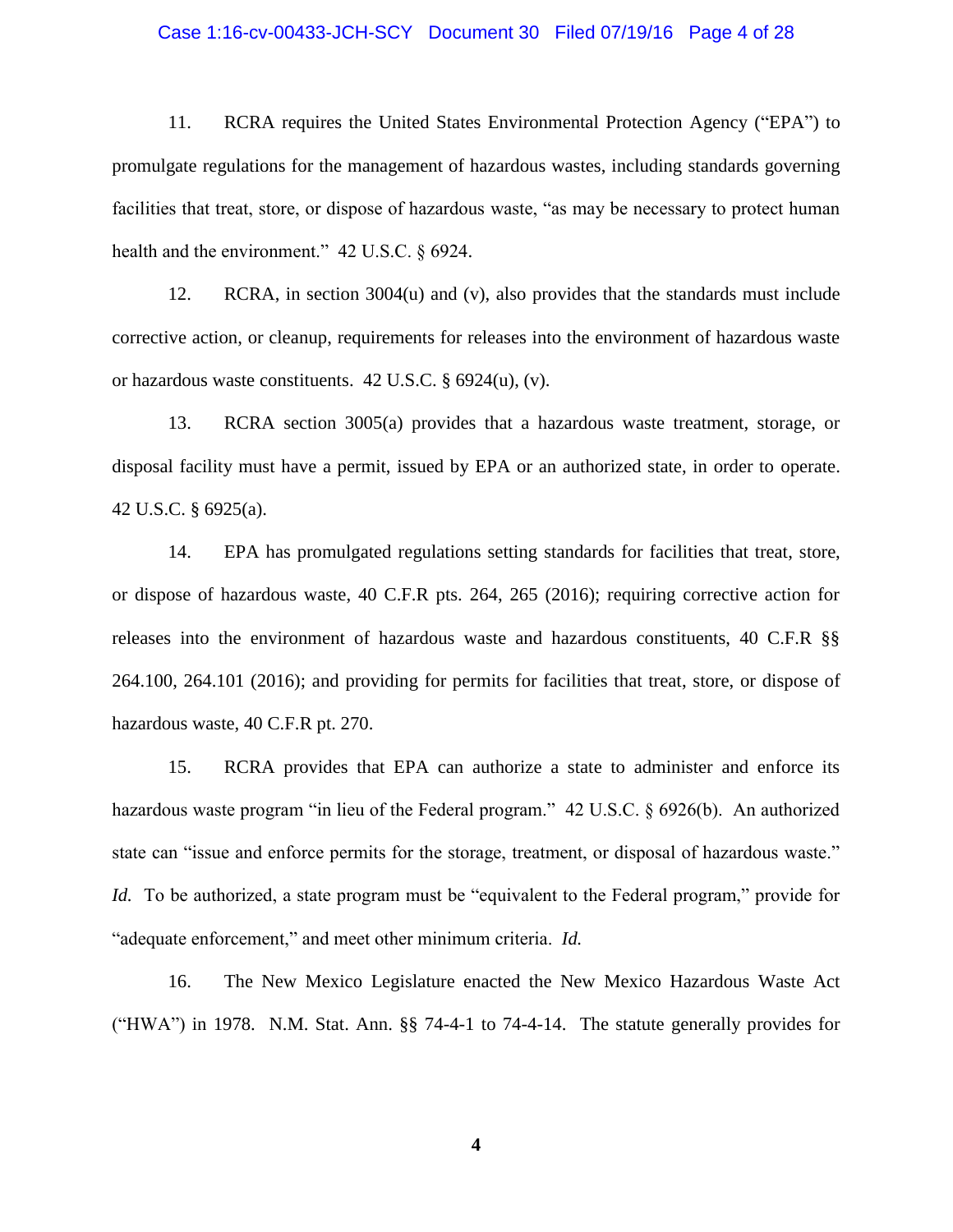11. RCRA requires the United States Environmental Protection Agency ("EPA") to promulgate regulations for the management of hazardous wastes, including standards governing facilities that treat, store, or dispose of hazardous waste, "as may be necessary to protect human health and the environment." 42 U.S.C. § 6924.

12. RCRA, in section 3004(u) and (v), also provides that the standards must include corrective action, or cleanup, requirements for releases into the environment of hazardous waste or hazardous waste constituents. 42 U.S.C. § 6924(u), (v).

13. RCRA section 3005(a) provides that a hazardous waste treatment, storage, or disposal facility must have a permit, issued by EPA or an authorized state, in order to operate. 42 U.S.C. § 6925(a).

14. EPA has promulgated regulations setting standards for facilities that treat, store, or dispose of hazardous waste, 40 C.F.R pts. 264, 265 (2016); requiring corrective action for releases into the environment of hazardous waste and hazardous constituents, 40 C.F.R §§ 264.100, 264.101 (2016); and providing for permits for facilities that treat, store, or dispose of hazardous waste, 40 C.F.R pt. 270.

15. RCRA provides that EPA can authorize a state to administer and enforce its hazardous waste program "in lieu of the Federal program." 42 U.S.C. § 6926(b). An authorized state can "issue and enforce permits for the storage, treatment, or disposal of hazardous waste." *Id.* To be authorized, a state program must be "equivalent to the Federal program," provide for "adequate enforcement," and meet other minimum criteria. *Id.*

16. The New Mexico Legislature enacted the New Mexico Hazardous Waste Act ("HWA") in 1978. N.M. Stat. Ann. §§ 74-4-1 to 74-4-14. The statute generally provides for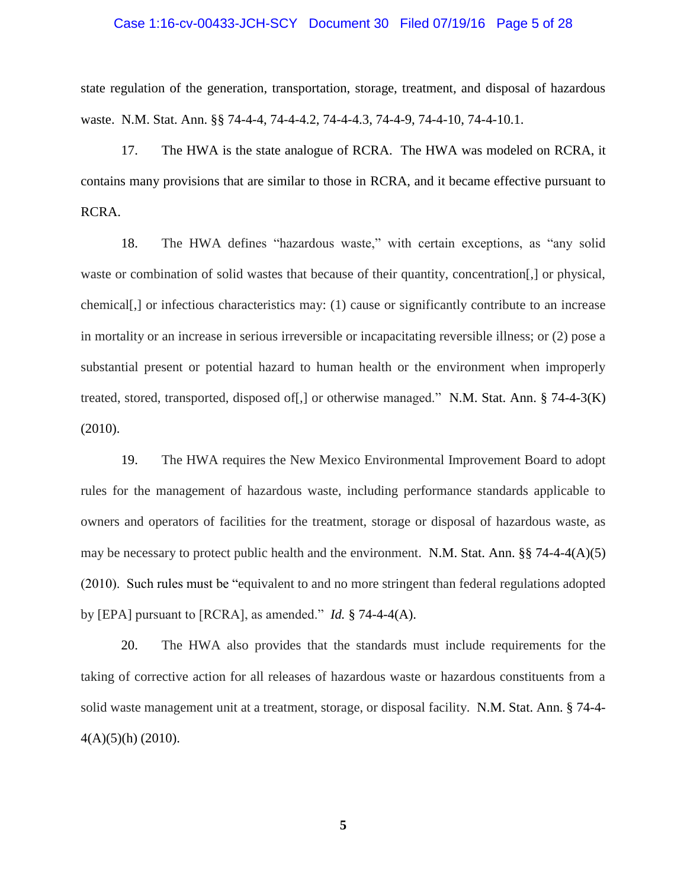state regulation of the generation, transportation, storage, treatment, and disposal of hazardous waste. N.M. Stat. Ann. §§ 74-4-4, 74-4-4.2, 74-4-4.3, 74-4-9, 74-4-10, 74-4-10.1.

17. The HWA is the state analogue of RCRA. The HWA was modeled on RCRA, it contains many provisions that are similar to those in RCRA, and it became effective pursuant to RCRA.

18. The HWA defines "hazardous waste," with certain exceptions, as "any solid waste or combination of solid wastes that because of their quantity, concentration[,] or physical, chemical[,] or infectious characteristics may: (1) cause or significantly contribute to an increase in mortality or an increase in serious irreversible or incapacitating reversible illness; or (2) pose a substantial present or potential hazard to human health or the environment when improperly treated, stored, transported, disposed of[,] or otherwise managed." N.M. Stat. Ann. § 74-4-3(K) (2010).

19. The HWA requires the New Mexico Environmental Improvement Board to adopt rules for the management of hazardous waste, including performance standards applicable to owners and operators of facilities for the treatment, storage or disposal of hazardous waste, as may be necessary to protect public health and the environment. N.M. Stat. Ann. §§ 74-4-4(A)(5) (2010). Such rules must be "equivalent to and no more stringent than federal regulations adopted by [EPA] pursuant to [RCRA], as amended." *Id.* § 74-4-4(A).

20. The HWA also provides that the standards must include requirements for the taking of corrective action for all releases of hazardous waste or hazardous constituents from a solid waste management unit at a treatment, storage, or disposal facility. N.M. Stat. Ann. § 74-4-4(A)(5)(h) (2010).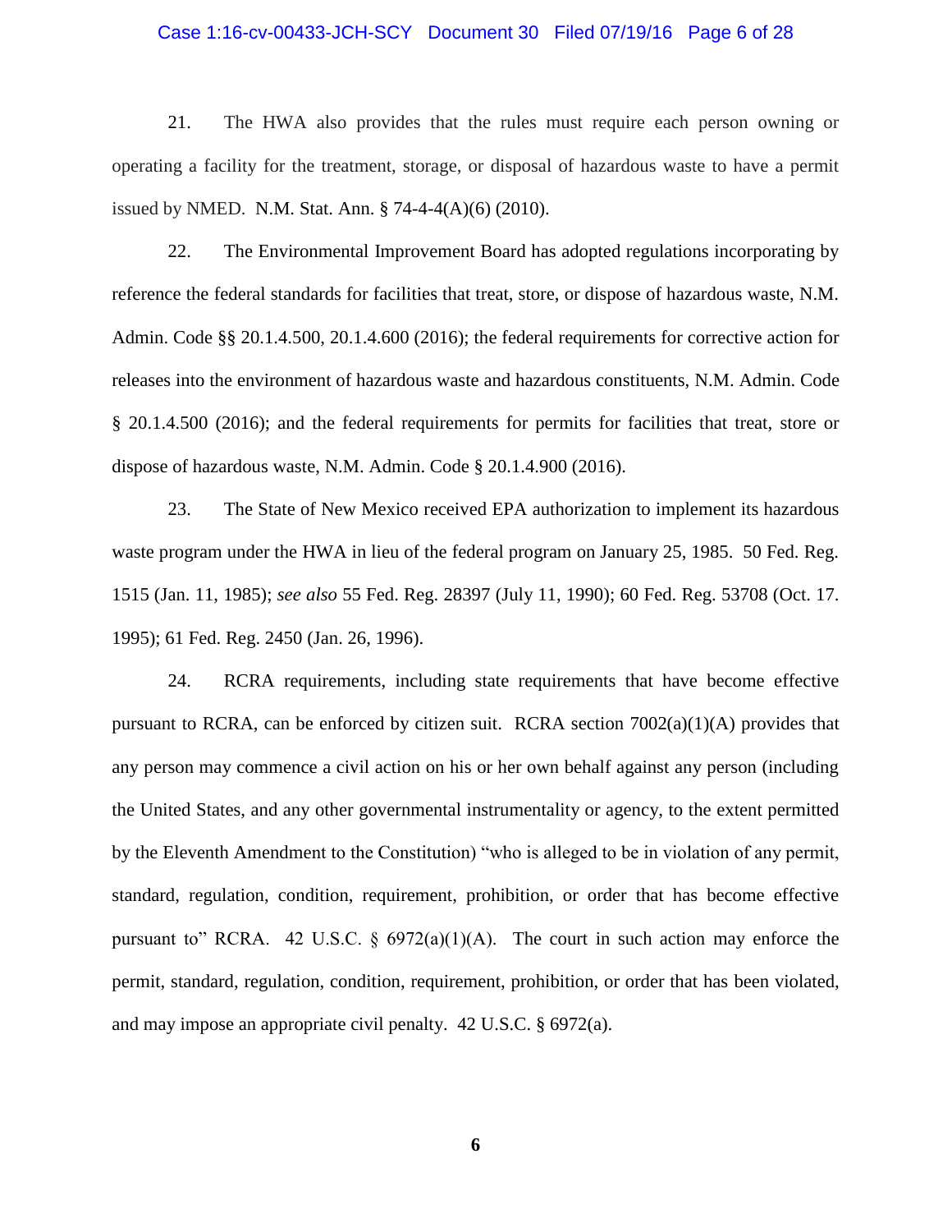21. The HWA also provides that the rules must require each person owning or operating a facility for the treatment, storage, or disposal of hazardous waste to have a permit issued by NMED. N.M. Stat. Ann. § 74-4-4(A)(6) (2010).

22. The Environmental Improvement Board has adopted regulations incorporating by reference the federal standards for facilities that treat, store, or dispose of hazardous waste, N.M. Admin. Code §§ 20.1.4.500, 20.1.4.600 (2016); the federal requirements for corrective action for releases into the environment of hazardous waste and hazardous constituents, N.M. Admin. Code § 20.1.4.500 (2016); and the federal requirements for permits for facilities that treat, store or dispose of hazardous waste, N.M. Admin. Code § 20.1.4.900 (2016).

23. The State of New Mexico received EPA authorization to implement its hazardous waste program under the HWA in lieu of the federal program on January 25, 1985. 50 Fed. Reg. 1515 (Jan. 11, 1985); *see also* 55 Fed. Reg. 28397 (July 11, 1990); 60 Fed. Reg. 53708 (Oct. 17. 1995); 61 Fed. Reg. 2450 (Jan. 26, 1996).

24. RCRA requirements, including state requirements that have become effective pursuant to RCRA, can be enforced by citizen suit. RCRA section 7002(a)(1)(A) provides that any person may commence a civil action on his or her own behalf against any person (including the United States, and any other governmental instrumentality or agency, to the extent permitted by the Eleventh Amendment to the Constitution) "who is alleged to be in violation of any permit, standard, regulation, condition, requirement, prohibition, or order that has become effective pursuant to" RCRA. 42 U.S.C. § 6972(a)(1)(A). The court in such action may enforce the permit, standard, regulation, condition, requirement, prohibition, or order that has been violated, and may impose an appropriate civil penalty. 42 U.S.C. § 6972(a).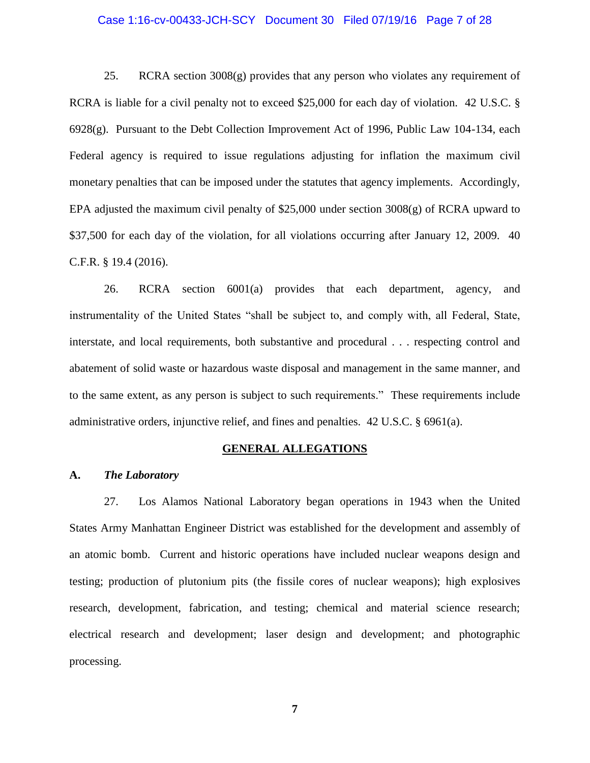25. RCRA section 3008(g) provides that any person who violates any requirement of RCRA is liable for a civil penalty not to exceed $25,000 for each day of violation. 42 U.S.C. § 6928(g). Pursuant to the Debt Collection Improvement Act of 1996, Public Law 104-134, each Federal agency is required to issue regulations adjusting for inflation the maximum civil monetary penalties that can be imposed under the statutes that agency implements. Accordingly, EPA adjusted the maximum civil penalty of $25,000 under section 3008(g) of RCRA upward to $37,500 for each day of the violation, for all violations occurring after January 12, 2009. 40 C.F.R. § 19.4 (2016).

26. RCRA section 6001(a) provides that each department, agency, and instrumentality of the United States "shall be subject to, and comply with, all Federal, State, interstate, and local requirements, both substantive and procedural . . . respecting control and abatement of solid waste or hazardous waste disposal and management in the same manner, and to the same extent, as any person is subject to such requirements." These requirements include administrative orders, injunctive relief, and fines and penalties. 42 U.S.C. § 6961(a).

## GENERAL ALLEGATIONS

### A. *The Laboratory*

27. Los Alamos National Laboratory began operations in 1943 when the United States Army Manhattan Engineer District was established for the development and assembly of an atomic bomb. Current and historic operations have included nuclear weapons design and testing; production of plutonium pits (the fissile cores of nuclear weapons); high explosives research, development, fabrication, and testing; chemical and material science research; electrical research and development; laser design and development; and photographic processing.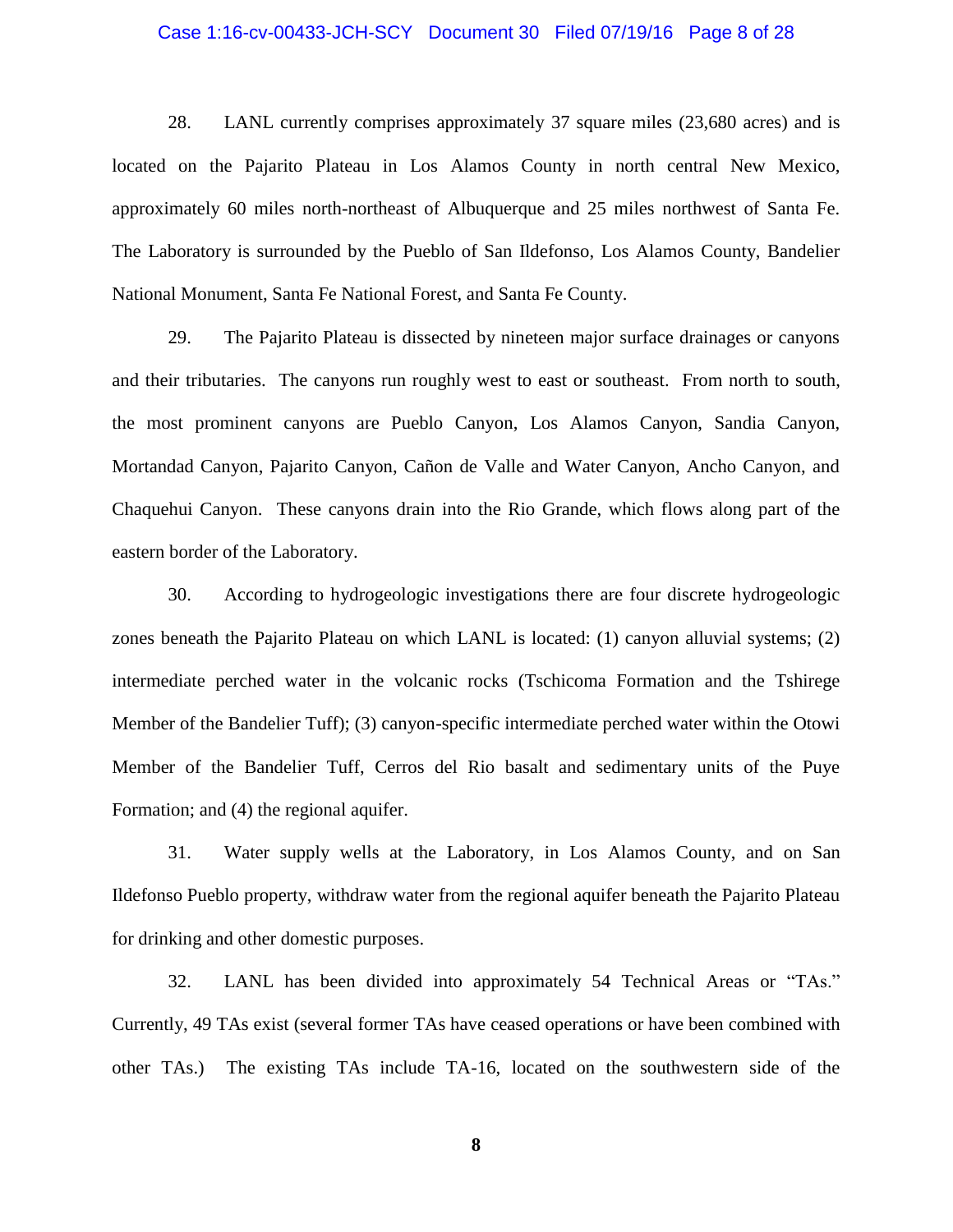28. LANL currently comprises approximately 37 square miles (23,680 acres) and is located on the Pajarito Plateau in Los Alamos County in north central New Mexico, approximately 60 miles north-northeast of Albuquerque and 25 miles northwest of Santa Fe. The Laboratory is surrounded by the Pueblo of San Ildefonso, Los Alamos County, Bandelier National Monument, Santa Fe National Forest, and Santa Fe County.

29. The Pajarito Plateau is dissected by nineteen major surface drainages or canyons and their tributaries. The canyons run roughly west to east or southeast. From north to south, the most prominent canyons are Pueblo Canyon, Los Alamos Canyon, Sandia Canyon, Mortandad Canyon, Pajarito Canyon, Cañon de Valle and Water Canyon, Ancho Canyon, and Chaquehui Canyon. These canyons drain into the Rio Grande, which flows along part of the eastern border of the Laboratory.

30. According to hydrogeologic investigations there are four discrete hydrogeologic zones beneath the Pajarito Plateau on which LANL is located: (1) canyon alluvial systems; (2) intermediate perched water in the volcanic rocks (Tschicoma Formation and the Tshirege Member of the Bandelier Tuff); (3) canyon-specific intermediate perched water within the Otowi Member of the Bandelier Tuff, Cerros del Rio basalt and sedimentary units of the Puye Formation; and (4) the regional aquifer.

31. Water supply wells at the Laboratory, in Los Alamos County, and on San Ildefonso Pueblo property, withdraw water from the regional aquifer beneath the Pajarito Plateau for drinking and other domestic purposes.

32. LANL has been divided into approximately 54 Technical Areas or "TAs." Currently, 49 TAs exist (several former TAs have ceased operations or have been combined with other TAs.) The existing TAs include TA-16, located on the southwestern side of the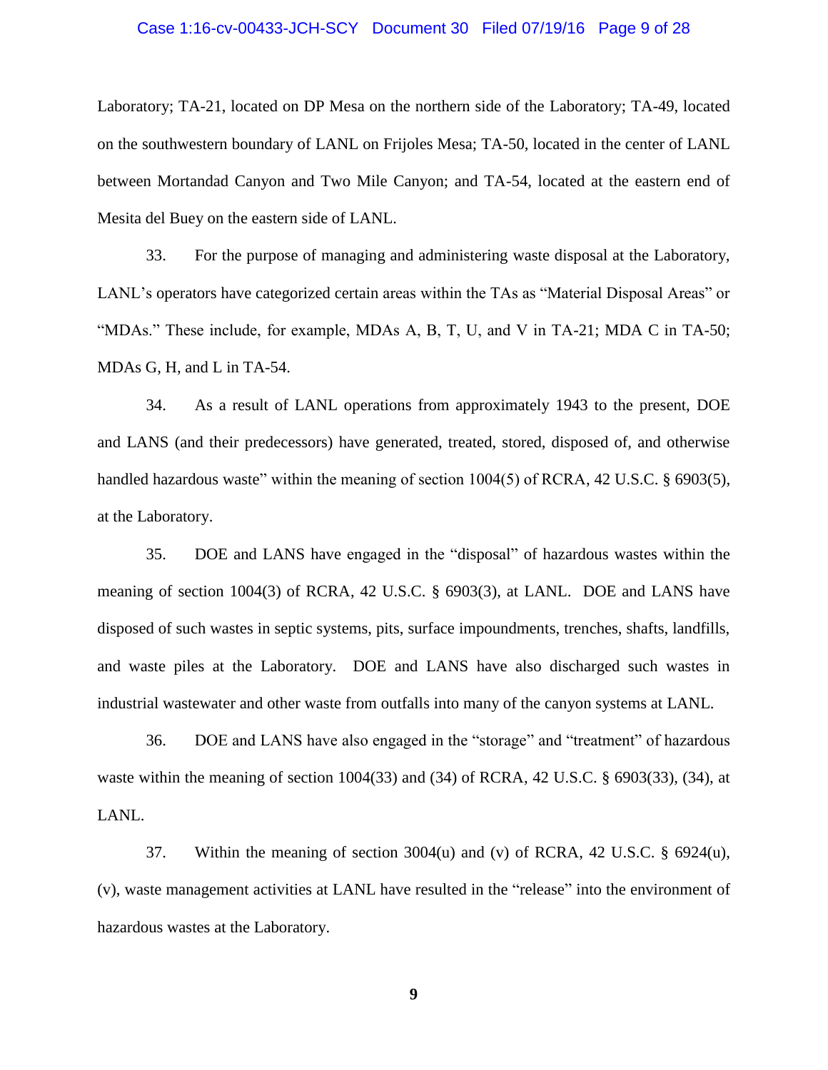Laboratory; TA-21, located on DP Mesa on the northern side of the Laboratory; TA-49, located on the southwestern boundary of LANL on Frijoles Mesa; TA-50, located in the center of LANL between Mortandad Canyon and Two Mile Canyon; and TA-54, located at the eastern end of Mesita del Buey on the eastern side of LANL.

33. For the purpose of managing and administering waste disposal at the Laboratory, LANL's operators have categorized certain areas within the TAs as "Material Disposal Areas" or "MDAs." These include, for example, MDAs A, B, T, U, and V in TA-21; MDA C in TA-50; MDAs G, H, and L in TA-54.

34. As a result of LANL operations from approximately 1943 to the present, DOE and LANS (and their predecessors) have generated, treated, stored, disposed of, and otherwise handled hazardous waste" within the meaning of section 1004(5) of RCRA, 42 U.S.C. § 6903(5), at the Laboratory.

35. DOE and LANS have engaged in the "disposal" of hazardous wastes within the meaning of section 1004(3) of RCRA, 42 U.S.C. § 6903(3), at LANL. DOE and LANS have disposed of such wastes in septic systems, pits, surface impoundments, trenches, shafts, landfills, and waste piles at the Laboratory. DOE and LANS have also discharged such wastes in industrial wastewater and other waste from outfalls into many of the canyon systems at LANL.

36. DOE and LANS have also engaged in the "storage" and "treatment" of hazardous waste within the meaning of section 1004(33) and (34) of RCRA, 42 U.S.C. § 6903(33), (34), at LANL.

37. Within the meaning of section 3004(u) and (v) of RCRA, 42 U.S.C. § 6924(u), (v), waste management activities at LANL have resulted in the "release" into the environment of hazardous wastes at the Laboratory.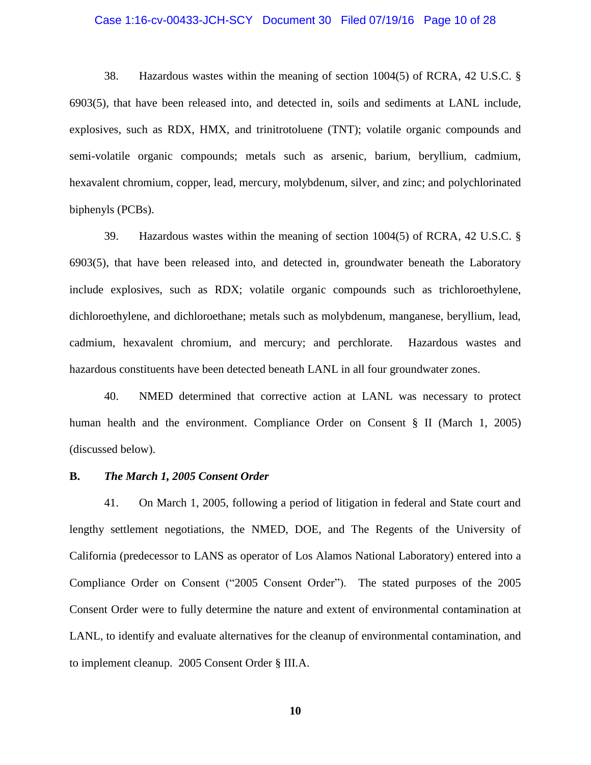38. Hazardous wastes within the meaning of section 1004(5) of RCRA, 42 U.S.C. § 6903(5), that have been released into, and detected in, soils and sediments at LANL include, explosives, such as RDX, HMX, and trinitrotoluene (TNT); volatile organic compounds and semi-volatile organic compounds; metals such as arsenic, barium, beryllium, cadmium, hexavalent chromium, copper, lead, mercury, molybdenum, silver, and zinc; and polychlorinated biphenyls (PCBs).

39. Hazardous wastes within the meaning of section 1004(5) of RCRA, 42 U.S.C. § 6903(5), that have been released into, and detected in, groundwater beneath the Laboratory include explosives, such as RDX; volatile organic compounds such as trichloroethylene, dichloroethylene, and dichloroethane; metals such as molybdenum, manganese, beryllium, lead, cadmium, hexavalent chromium, and mercury; and perchlorate. Hazardous wastes and hazardous constituents have been detected beneath LANL in all four groundwater zones.

40. NMED determined that corrective action at LANL was necessary to protect human health and the environment. Compliance Order on Consent § II (March 1, 2005) (discussed below).

**B. *The March 1, 2005 Consent Order***

41. On March 1, 2005, following a period of litigation in federal and State court and lengthy settlement negotiations, the NMED, DOE, and The Regents of the University of California (predecessor to LANS as operator of Los Alamos National Laboratory) entered into a Compliance Order on Consent ("2005 Consent Order"). The stated purposes of the 2005 Consent Order were to fully determine the nature and extent of environmental contamination at LANL, to identify and evaluate alternatives for the cleanup of environmental contamination, and to implement cleanup. 2005 Consent Order § III.A.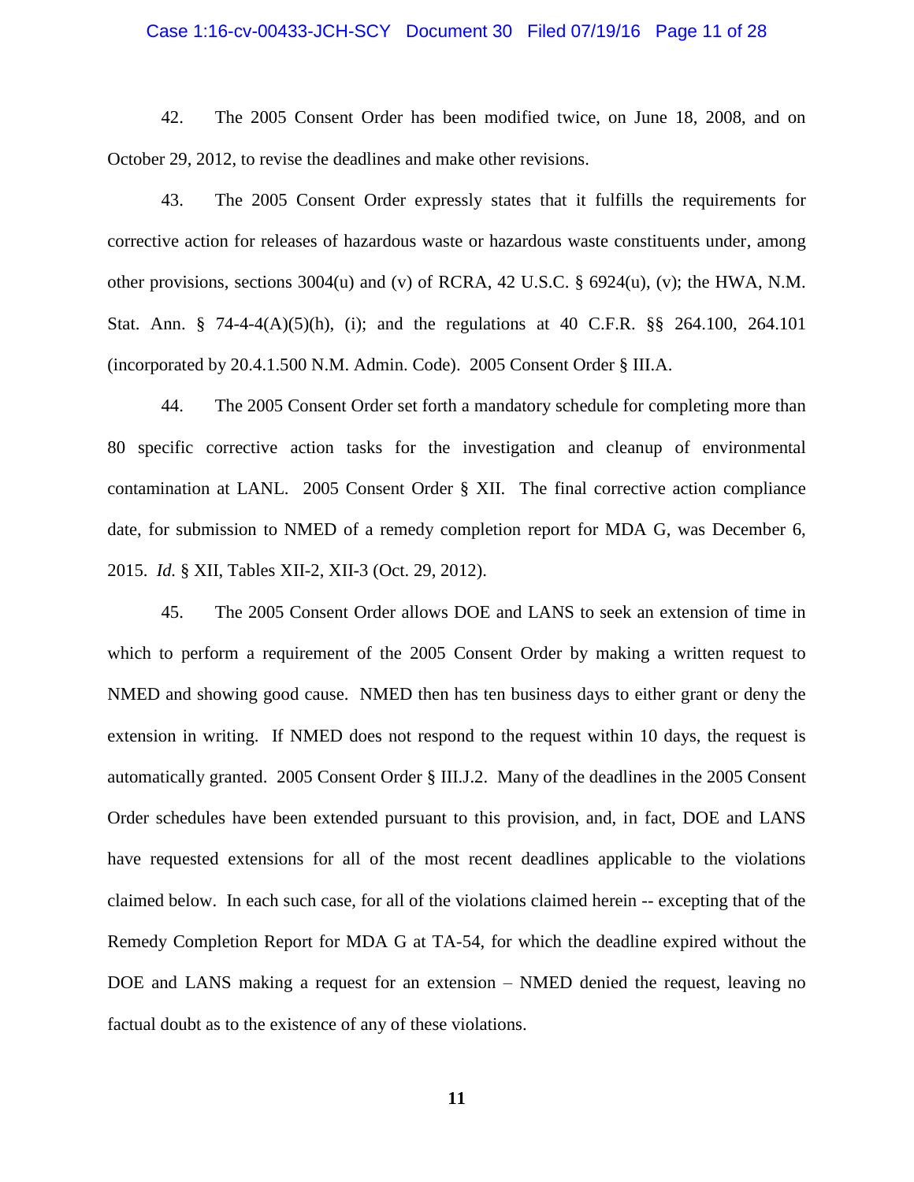42. The 2005 Consent Order has been modified twice, on June 18, 2008, and on October 29, 2012, to revise the deadlines and make other revisions.

43. The 2005 Consent Order expressly states that it fulfills the requirements for corrective action for releases of hazardous waste or hazardous waste constituents under, among other provisions, sections 3004(u) and (v) of RCRA, 42 U.S.C. § 6924(u), (v); the HWA, N.M. Stat. Ann. § 74-4-4(A)(5)(h), (i); and the regulations at 40 C.F.R. §§ 264.100, 264.101 (incorporated by 20.4.1.500 N.M. Admin. Code). 2005 Consent Order § III.A.

44. The 2005 Consent Order set forth a mandatory schedule for completing more than 80 specific corrective action tasks for the investigation and cleanup of environmental contamination at LANL. 2005 Consent Order § XII. The final corrective action compliance date, for submission to NMED of a remedy completion report for MDA G, was December 6, 2015. *Id.* § XII, Tables XII-2, XII-3 (Oct. 29, 2012).

45. The 2005 Consent Order allows DOE and LANS to seek an extension of time in which to perform a requirement of the 2005 Consent Order by making a written request to NMED and showing good cause. NMED then has ten business days to either grant or deny the extension in writing. If NMED does not respond to the request within 10 days, the request is automatically granted. 2005 Consent Order § III.J.2. Many of the deadlines in the 2005 Consent Order schedules have been extended pursuant to this provision, and, in fact, DOE and LANS have requested extensions for all of the most recent deadlines applicable to the violations claimed below. In each such case, for all of the violations claimed herein -- excepting that of the Remedy Completion Report for MDA G at TA-54, for which the deadline expired without the DOE and LANS making a request for an extension – NMED denied the request, leaving no factual doubt as to the existence of any of these violations.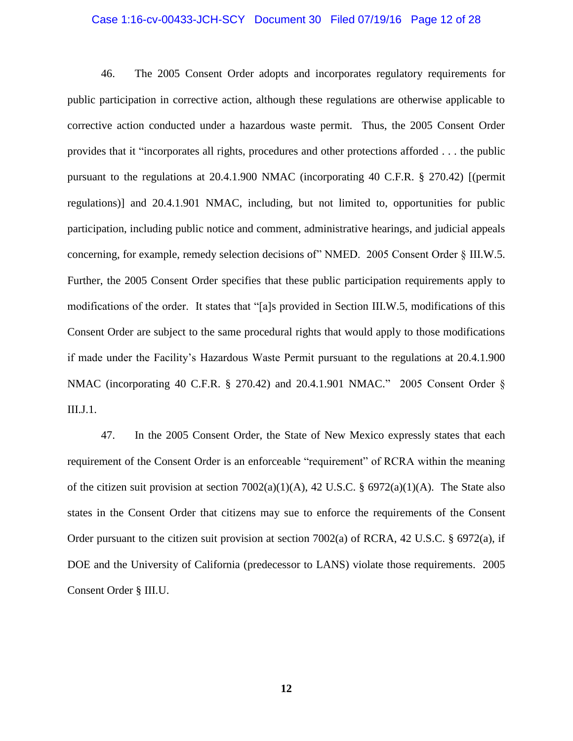46. The 2005 Consent Order adopts and incorporates regulatory requirements for public participation in corrective action, although these regulations are otherwise applicable to corrective action conducted under a hazardous waste permit. Thus, the 2005 Consent Order provides that it "incorporates all rights, procedures and other protections afforded . . . the public pursuant to the regulations at 20.4.1.900 NMAC (incorporating 40 C.F.R. § 270.42) [(permit regulations)] and 20.4.1.901 NMAC, including, but not limited to, opportunities for public participation, including public notice and comment, administrative hearings, and judicial appeals concerning, for example, remedy selection decisions of" NMED. 2005 Consent Order § III.W.5. Further, the 2005 Consent Order specifies that these public participation requirements apply to modifications of the order. It states that "[a]s provided in Section III.W.5, modifications of this Consent Order are subject to the same procedural rights that would apply to those modifications if made under the Facility's Hazardous Waste Permit pursuant to the regulations at 20.4.1.900 NMAC (incorporating 40 C.F.R. § 270.42) and 20.4.1.901 NMAC." 2005 Consent Order § III.J.1.

47. In the 2005 Consent Order, the State of New Mexico expressly states that each requirement of the Consent Order is an enforceable "requirement" of RCRA within the meaning of the citizen suit provision at section 7002(a)(1)(A), 42 U.S.C. § 6972(a)(1)(A). The State also states in the Consent Order that citizens may sue to enforce the requirements of the Consent Order pursuant to the citizen suit provision at section 7002(a) of RCRA, 42 U.S.C. § 6972(a), if DOE and the University of California (predecessor to LANS) violate those requirements. 2005 Consent Order § III.U.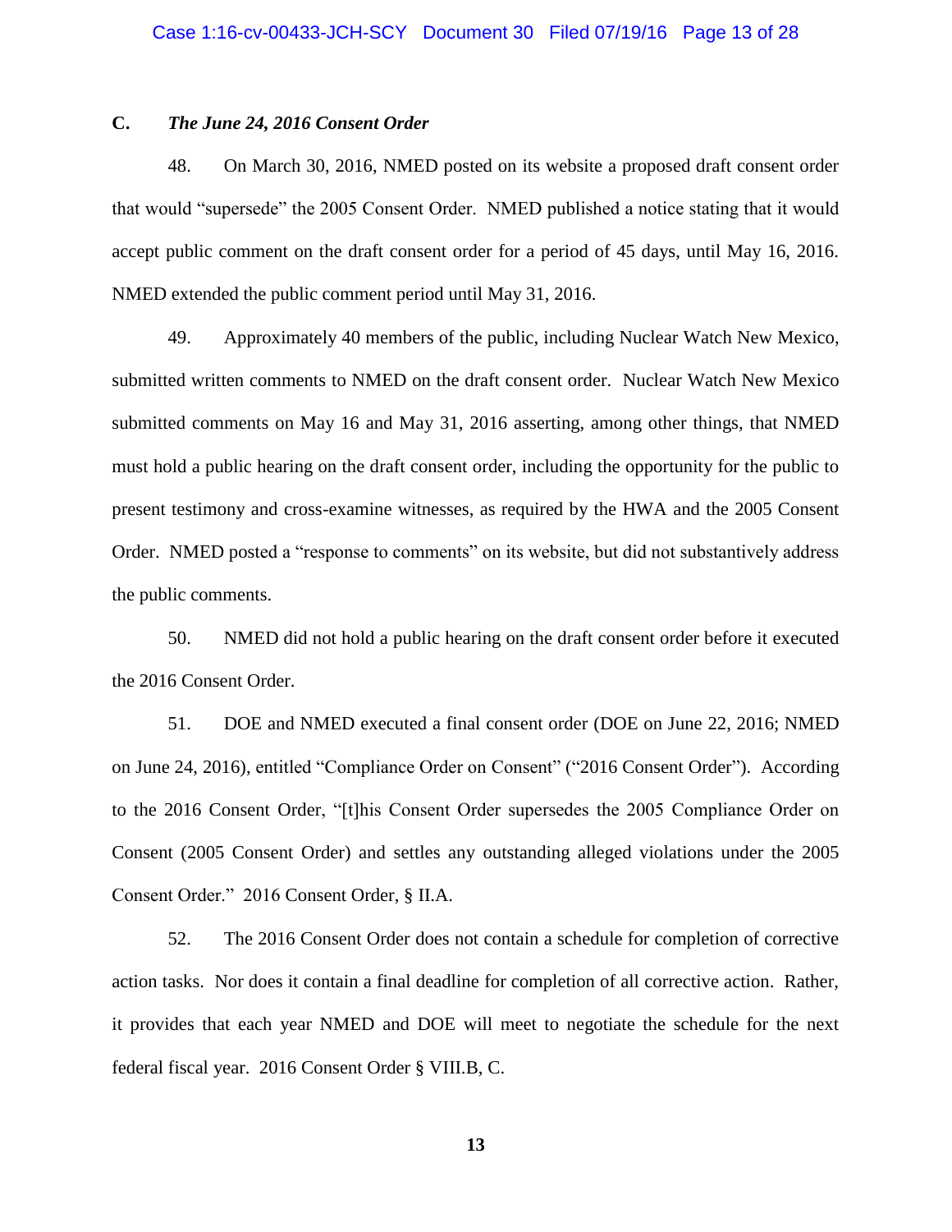### C. *The June 24, 2016 Consent Order*

48. On March 30, 2016, NMED posted on its website a proposed draft consent order that would "supersede" the 2005 Consent Order. NMED published a notice stating that it would accept public comment on the draft consent order for a period of 45 days, until May 16, 2016. NMED extended the public comment period until May 31, 2016.

49. Approximately 40 members of the public, including Nuclear Watch New Mexico, submitted written comments to NMED on the draft consent order. Nuclear Watch New Mexico submitted comments on May 16 and May 31, 2016 asserting, among other things, that NMED must hold a public hearing on the draft consent order, including the opportunity for the public to present testimony and cross-examine witnesses, as required by the HWA and the 2005 Consent Order. NMED posted a "response to comments" on its website, but did not substantively address the public comments.

50. NMED did not hold a public hearing on the draft consent order before it executed the 2016 Consent Order.

51. DOE and NMED executed a final consent order (DOE on June 22, 2016; NMED on June 24, 2016), entitled "Compliance Order on Consent" ("2016 Consent Order"). According to the 2016 Consent Order, "[t]his Consent Order supersedes the 2005 Compliance Order on Consent (2005 Consent Order) and settles any outstanding alleged violations under the 2005 Consent Order." 2016 Consent Order, § II.A.

52. The 2016 Consent Order does not contain a schedule for completion of corrective action tasks. Nor does it contain a final deadline for completion of all corrective action. Rather, it provides that each year NMED and DOE will meet to negotiate the schedule for the next federal fiscal year. 2016 Consent Order § VIII.B, C.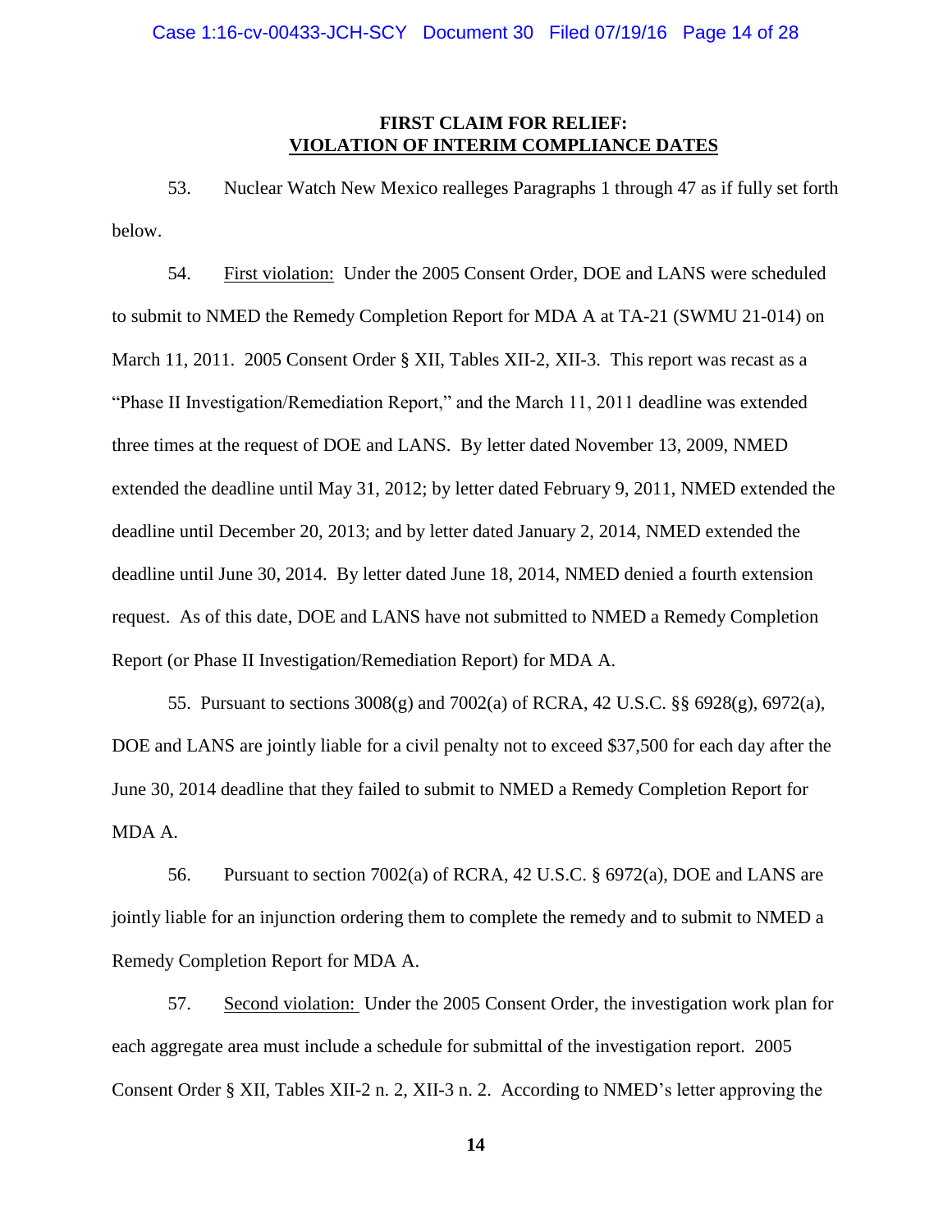## FIRST CLAIM FOR RELIEF:
## VIOLATION OF INTERIM COMPLIANCE DATES

53. Nuclear Watch New Mexico realleges Paragraphs 1 through 47 as if fully set forth below.

54. First violation: Under the 2005 Consent Order, DOE and LANS were scheduled to submit to NMED the Remedy Completion Report for MDA A at TA-21 (SWMU 21-014) on March 11, 2011. 2005 Consent Order § XII, Tables XII-2, XII-3. This report was recast as a "Phase II Investigation/Remediation Report," and the March 11, 2011 deadline was extended three times at the request of DOE and LANS. By letter dated November 13, 2009, NMED extended the deadline until May 31, 2012; by letter dated February 9, 2011, NMED extended the deadline until December 20, 2013; and by letter dated January 2, 2014, NMED extended the deadline until June 30, 2014. By letter dated June 18, 2014, NMED denied a fourth extension request. As of this date, DOE and LANS have not submitted to NMED a Remedy Completion Report (or Phase II Investigation/Remediation Report) for MDA A.

55. Pursuant to sections 3008(g) and 7002(a) of RCRA, 42 U.S.C. §§ 6928(g), 6972(a), DOE and LANS are jointly liable for a civil penalty not to exceed $37,500 for each day after the June 30, 2014 deadline that they failed to submit to NMED a Remedy Completion Report for MDA A.

56. Pursuant to section 7002(a) of RCRA, 42 U.S.C. § 6972(a), DOE and LANS are jointly liable for an injunction ordering them to complete the remedy and to submit to NMED a Remedy Completion Report for MDA A.

57. Second violation: Under the 2005 Consent Order, the investigation work plan for each aggregate area must include a schedule for submittal of the investigation report. 2005 Consent Order § XII, Tables XII-2 n. 2, XII-3 n. 2. According to NMED's letter approving the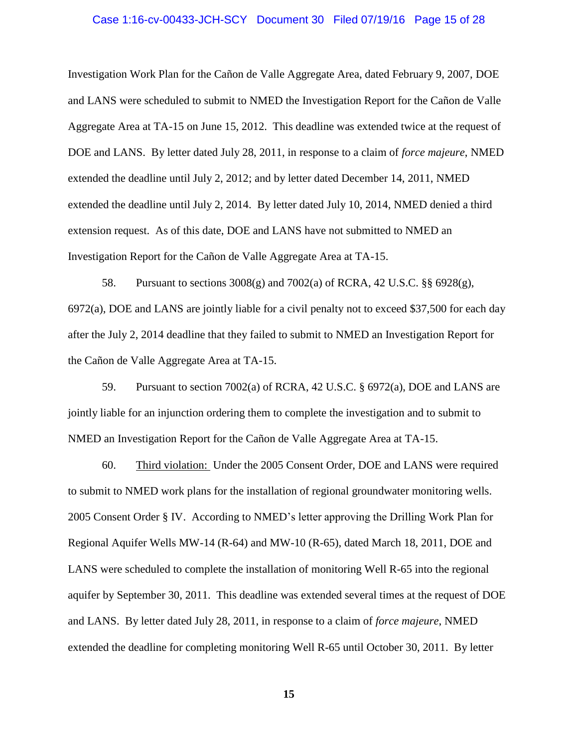Investigation Work Plan for the Cañon de Valle Aggregate Area, dated February 9, 2007, DOE and LANS were scheduled to submit to NMED the Investigation Report for the Cañon de Valle Aggregate Area at TA-15 on June 15, 2012. This deadline was extended twice at the request of DOE and LANS. By letter dated July 28, 2011, in response to a claim of *force majeure*, NMED extended the deadline until July 2, 2012; and by letter dated December 14, 2011, NMED extended the deadline until July 2, 2014. By letter dated July 10, 2014, NMED denied a third extension request. As of this date, DOE and LANS have not submitted to NMED an Investigation Report for the Cañon de Valle Aggregate Area at TA-15.

58. Pursuant to sections 3008(g) and 7002(a) of RCRA, 42 U.S.C. §§ 6928(g), 6972(a), DOE and LANS are jointly liable for a civil penalty not to exceed $37,500 for each day after the July 2, 2014 deadline that they failed to submit to NMED an Investigation Report for the Cañon de Valle Aggregate Area at TA-15.

59. Pursuant to section 7002(a) of RCRA, 42 U.S.C. § 6972(a), DOE and LANS are jointly liable for an injunction ordering them to complete the investigation and to submit to NMED an Investigation Report for the Cañon de Valle Aggregate Area at TA-15.

60. Third violation: Under the 2005 Consent Order, DOE and LANS were required to submit to NMED work plans for the installation of regional groundwater monitoring wells. 2005 Consent Order § IV. According to NMED's letter approving the Drilling Work Plan for Regional Aquifer Wells MW-14 (R-64) and MW-10 (R-65), dated March 18, 2011, DOE and LANS were scheduled to complete the installation of monitoring Well R-65 into the regional aquifer by September 30, 2011. This deadline was extended several times at the request of DOE and LANS. By letter dated July 28, 2011, in response to a claim of *force majeure*, NMED extended the deadline for completing monitoring Well R-65 until October 30, 2011. By letter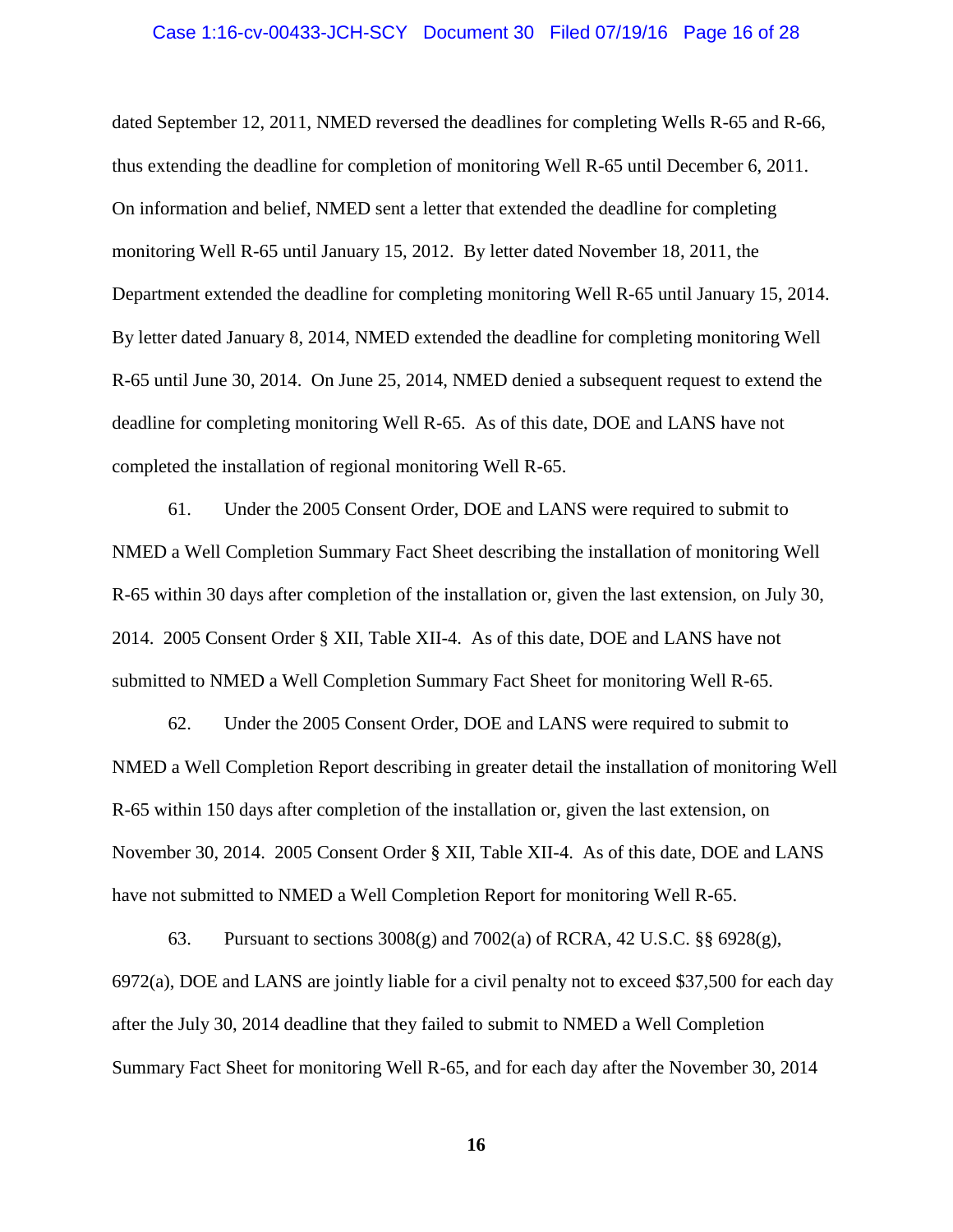dated September 12, 2011, NMED reversed the deadlines for completing Wells R-65 and R-66, thus extending the deadline for completion of monitoring Well R-65 until December 6, 2011. On information and belief, NMED sent a letter that extended the deadline for completing monitoring Well R-65 until January 15, 2012. By letter dated November 18, 2011, the Department extended the deadline for completing monitoring Well R-65 until January 15, 2014. By letter dated January 8, 2014, NMED extended the deadline for completing monitoring Well R-65 until June 30, 2014. On June 25, 2014, NMED denied a subsequent request to extend the deadline for completing monitoring Well R-65. As of this date, DOE and LANS have not completed the installation of regional monitoring Well R-65.

61. Under the 2005 Consent Order, DOE and LANS were required to submit to NMED a Well Completion Summary Fact Sheet describing the installation of monitoring Well R-65 within 30 days after completion of the installation or, given the last extension, on July 30, 2014. 2005 Consent Order § XII, Table XII-4. As of this date, DOE and LANS have not submitted to NMED a Well Completion Summary Fact Sheet for monitoring Well R-65.

62. Under the 2005 Consent Order, DOE and LANS were required to submit to NMED a Well Completion Report describing in greater detail the installation of monitoring Well R-65 within 150 days after completion of the installation or, given the last extension, on November 30, 2014. 2005 Consent Order § XII, Table XII-4. As of this date, DOE and LANS have not submitted to NMED a Well Completion Report for monitoring Well R-65.

63. Pursuant to sections 3008(g) and 7002(a) of RCRA, 42 U.S.C. §§ 6928(g), 6972(a), DOE and LANS are jointly liable for a civil penalty not to exceed $37,500 for each day after the July 30, 2014 deadline that they failed to submit to NMED a Well Completion Summary Fact Sheet for monitoring Well R-65, and for each day after the November 30, 2014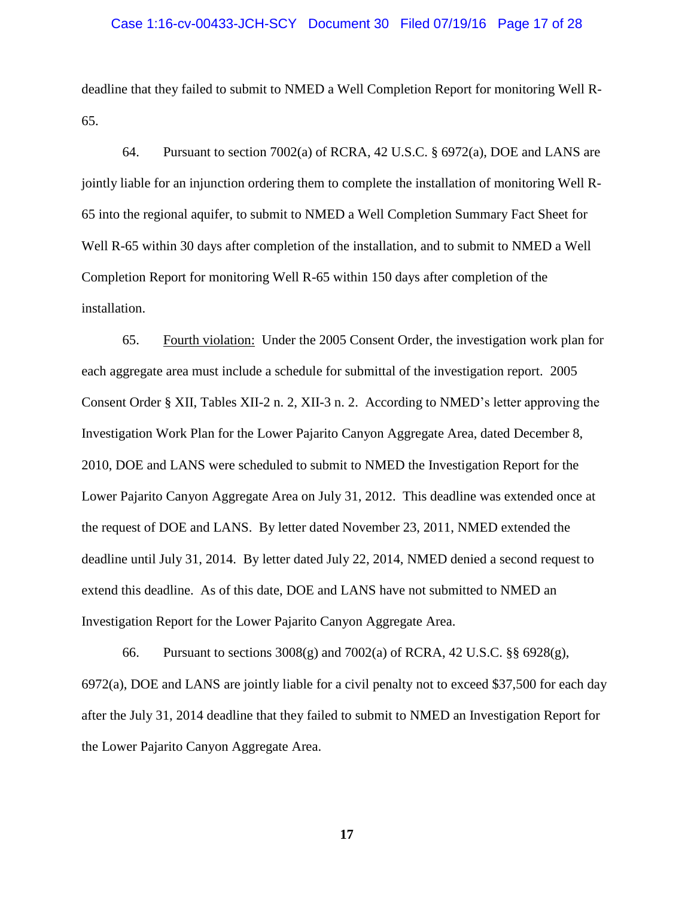deadline that they failed to submit to NMED a Well Completion Report for monitoring Well R-65.

64. Pursuant to section 7002(a) of RCRA, 42 U.S.C. § 6972(a), DOE and LANS are jointly liable for an injunction ordering them to complete the installation of monitoring Well R-65 into the regional aquifer, to submit to NMED a Well Completion Summary Fact Sheet for Well R-65 within 30 days after completion of the installation, and to submit to NMED a Well Completion Report for monitoring Well R-65 within 150 days after completion of the installation.

65. Fourth violation: Under the 2005 Consent Order, the investigation work plan for each aggregate area must include a schedule for submittal of the investigation report. 2005 Consent Order § XII, Tables XII-2 n. 2, XII-3 n. 2. According to NMED's letter approving the Investigation Work Plan for the Lower Pajarito Canyon Aggregate Area, dated December 8, 2010, DOE and LANS were scheduled to submit to NMED the Investigation Report for the Lower Pajarito Canyon Aggregate Area on July 31, 2012. This deadline was extended once at the request of DOE and LANS. By letter dated November 23, 2011, NMED extended the deadline until July 31, 2014. By letter dated July 22, 2014, NMED denied a second request to extend this deadline. As of this date, DOE and LANS have not submitted to NMED an Investigation Report for the Lower Pajarito Canyon Aggregate Area.

66. Pursuant to sections 3008(g) and 7002(a) of RCRA, 42 U.S.C. §§ 6928(g), 6972(a), DOE and LANS are jointly liable for a civil penalty not to exceed $37,500 for each day after the July 31, 2014 deadline that they failed to submit to NMED an Investigation Report for the Lower Pajarito Canyon Aggregate Area.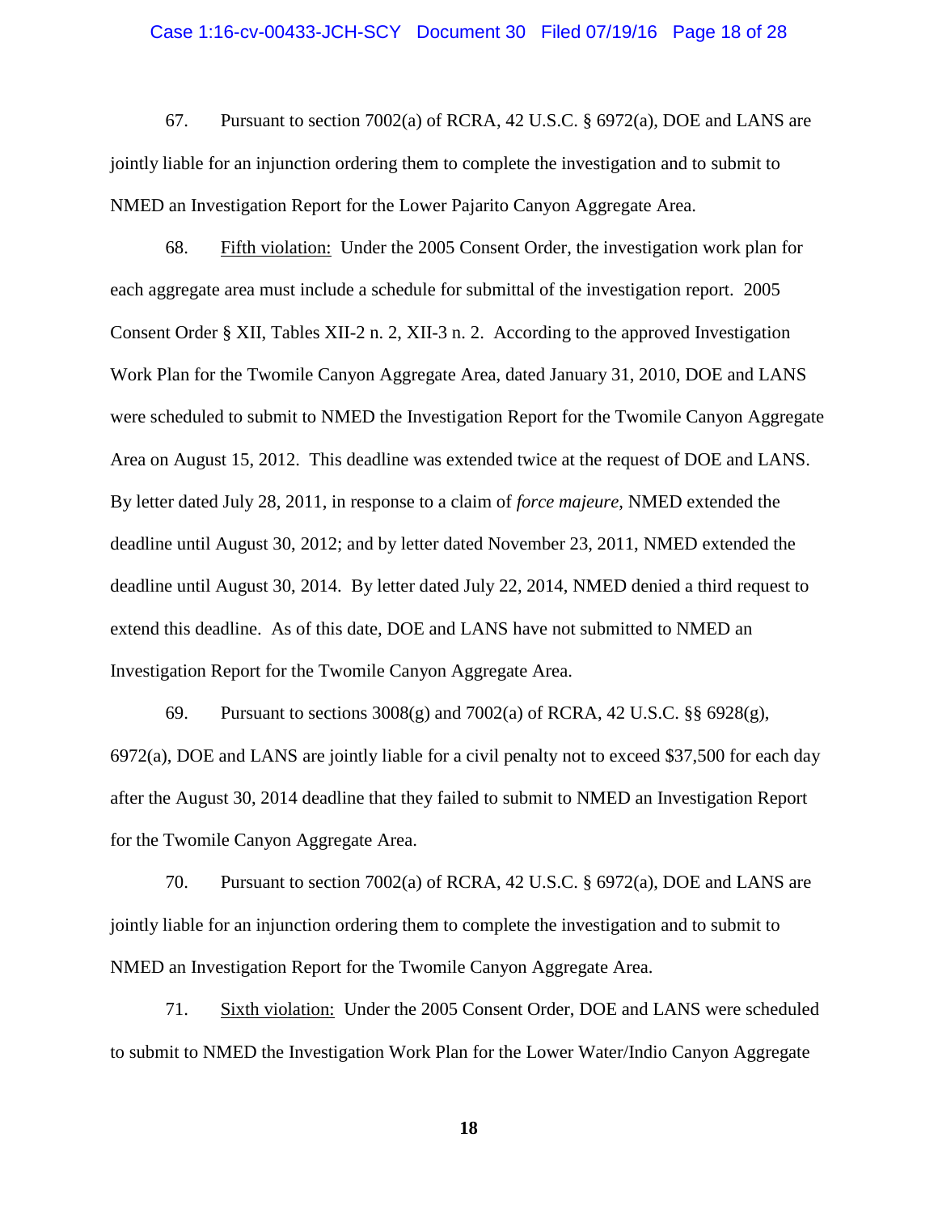67. Pursuant to section 7002(a) of RCRA, 42 U.S.C. § 6972(a), DOE and LANS are jointly liable for an injunction ordering them to complete the investigation and to submit to NMED an Investigation Report for the Lower Pajarito Canyon Aggregate Area.

68. Fifth violation: Under the 2005 Consent Order, the investigation work plan for each aggregate area must include a schedule for submittal of the investigation report. 2005 Consent Order § XII, Tables XII-2 n. 2, XII-3 n. 2. According to the approved Investigation Work Plan for the Twomile Canyon Aggregate Area, dated January 31, 2010, DOE and LANS were scheduled to submit to NMED the Investigation Report for the Twomile Canyon Aggregate Area on August 15, 2012. This deadline was extended twice at the request of DOE and LANS. By letter dated July 28, 2011, in response to a claim of *force majeure*, NMED extended the deadline until August 30, 2012; and by letter dated November 23, 2011, NMED extended the deadline until August 30, 2014. By letter dated July 22, 2014, NMED denied a third request to extend this deadline. As of this date, DOE and LANS have not submitted to NMED an Investigation Report for the Twomile Canyon Aggregate Area.

69. Pursuant to sections 3008(g) and 7002(a) of RCRA, 42 U.S.C. §§ 6928(g), 6972(a), DOE and LANS are jointly liable for a civil penalty not to exceed $37,500 for each day after the August 30, 2014 deadline that they failed to submit to NMED an Investigation Report for the Twomile Canyon Aggregate Area.

70. Pursuant to section 7002(a) of RCRA, 42 U.S.C. § 6972(a), DOE and LANS are jointly liable for an injunction ordering them to complete the investigation and to submit to NMED an Investigation Report for the Twomile Canyon Aggregate Area.

71. Sixth violation: Under the 2005 Consent Order, DOE and LANS were scheduled to submit to NMED the Investigation Work Plan for the Lower Water/Indio Canyon Aggregate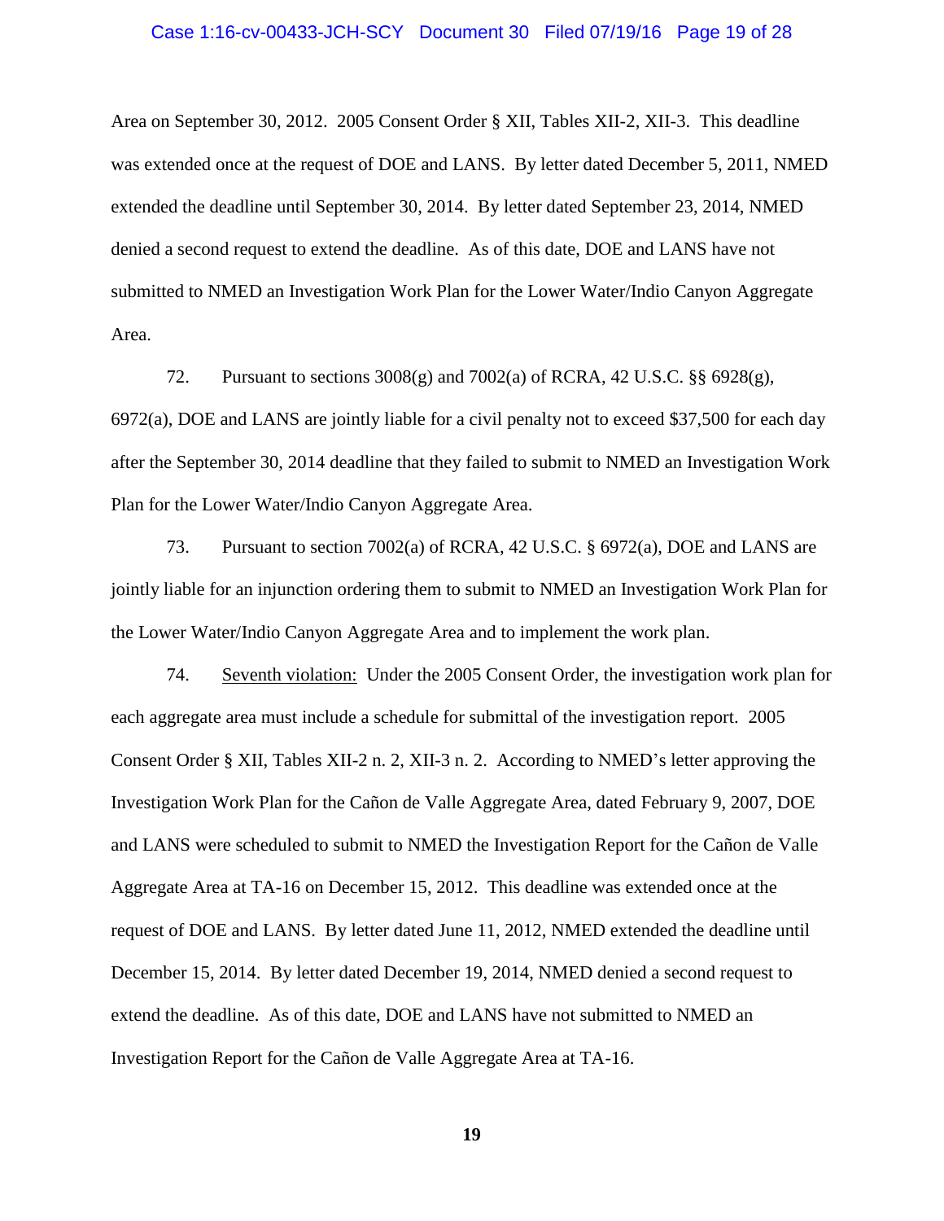Area on September 30, 2012. 2005 Consent Order § XII, Tables XII-2, XII-3. This deadline was extended once at the request of DOE and LANS. By letter dated December 5, 2011, NMED extended the deadline until September 30, 2014. By letter dated September 23, 2014, NMED denied a second request to extend the deadline. As of this date, DOE and LANS have not submitted to NMED an Investigation Work Plan for the Lower Water/Indio Canyon Aggregate Area.

72. Pursuant to sections 3008(g) and 7002(a) of RCRA, 42 U.S.C. §§ 6928(g), 6972(a), DOE and LANS are jointly liable for a civil penalty not to exceed $37,500 for each day after the September 30, 2014 deadline that they failed to submit to NMED an Investigation Work Plan for the Lower Water/Indio Canyon Aggregate Area.

73. Pursuant to section 7002(a) of RCRA, 42 U.S.C. § 6972(a), DOE and LANS are jointly liable for an injunction ordering them to submit to NMED an Investigation Work Plan for the Lower Water/Indio Canyon Aggregate Area and to implement the work plan.

74. <u>Seventh violation:</u> Under the 2005 Consent Order, the investigation work plan for each aggregate area must include a schedule for submittal of the investigation report. 2005 Consent Order § XII, Tables XII-2 n. 2, XII-3 n. 2. According to NMED's letter approving the Investigation Work Plan for the Cañon de Valle Aggregate Area, dated February 9, 2007, DOE and LANS were scheduled to submit to NMED the Investigation Report for the Cañon de Valle Aggregate Area at TA-16 on December 15, 2012. This deadline was extended once at the request of DOE and LANS. By letter dated June 11, 2012, NMED extended the deadline until December 15, 2014. By letter dated December 19, 2014, NMED denied a second request to extend the deadline. As of this date, DOE and LANS have not submitted to NMED an Investigation Report for the Cañon de Valle Aggregate Area at TA-16.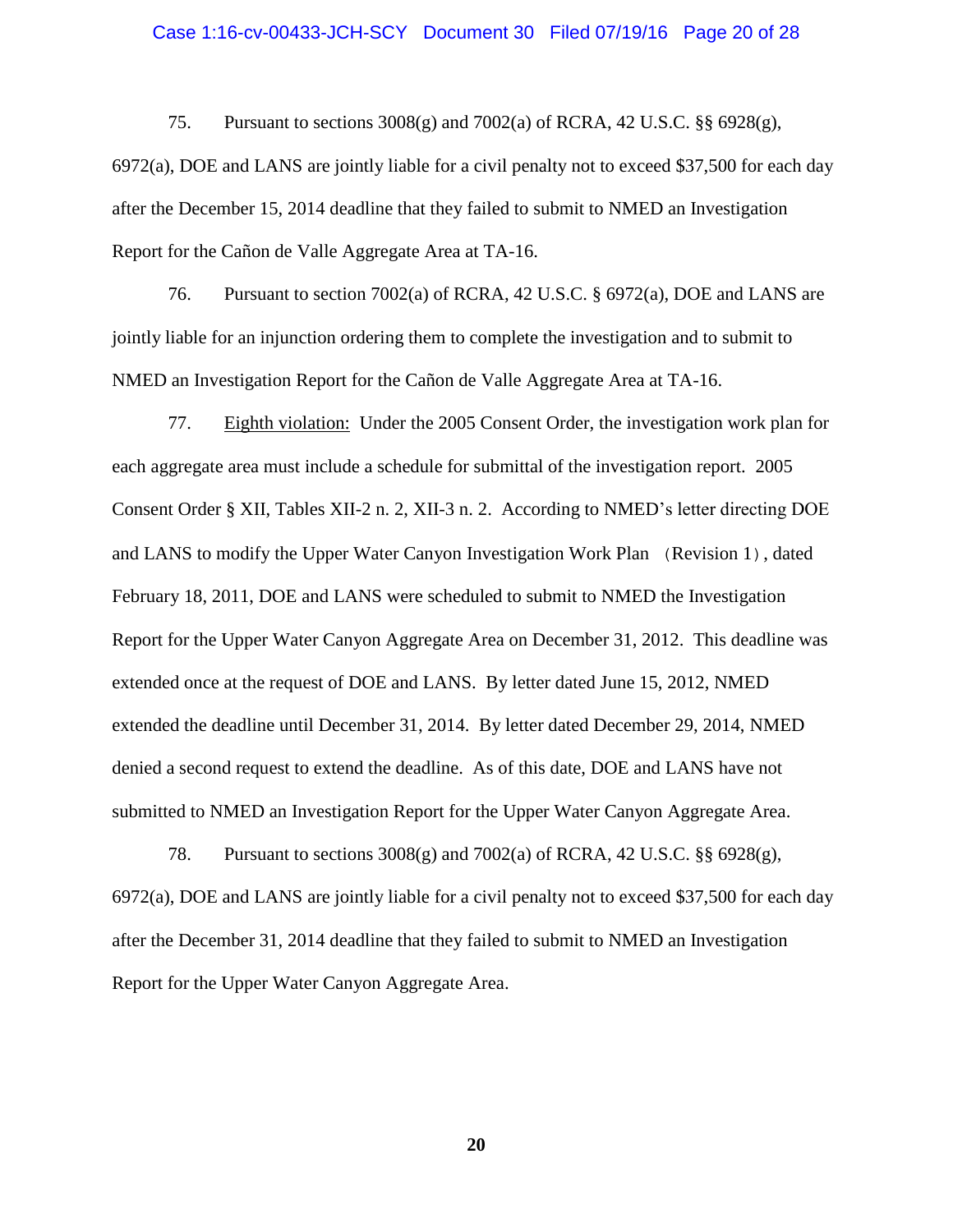75. Pursuant to sections 3008(g) and 7002(a) of RCRA, 42 U.S.C. §§ 6928(g), 6972(a), DOE and LANS are jointly liable for a civil penalty not to exceed $37,500 for each day after the December 15, 2014 deadline that they failed to submit to NMED an Investigation Report for the Cañon de Valle Aggregate Area at TA-16.

76. Pursuant to section 7002(a) of RCRA, 42 U.S.C. § 6972(a), DOE and LANS are jointly liable for an injunction ordering them to complete the investigation and to submit to NMED an Investigation Report for the Cañon de Valle Aggregate Area at TA-16.

77. <u>Eighth violation:</u> Under the 2005 Consent Order, the investigation work plan for each aggregate area must include a schedule for submittal of the investigation report. 2005 Consent Order § XII, Tables XII-2 n. 2, XII-3 n. 2. According to NMED's letter directing DOE and LANS to modify the Upper Water Canyon Investigation Work Plan (Revision 1), dated February 18, 2011, DOE and LANS were scheduled to submit to NMED the Investigation Report for the Upper Water Canyon Aggregate Area on December 31, 2012. This deadline was extended once at the request of DOE and LANS. By letter dated June 15, 2012, NMED extended the deadline until December 31, 2014. By letter dated December 29, 2014, NMED denied a second request to extend the deadline. As of this date, DOE and LANS have not submitted to NMED an Investigation Report for the Upper Water Canyon Aggregate Area.

78. Pursuant to sections 3008(g) and 7002(a) of RCRA, 42 U.S.C. §§ 6928(g), 6972(a), DOE and LANS are jointly liable for a civil penalty not to exceed $37,500 for each day after the December 31, 2014 deadline that they failed to submit to NMED an Investigation Report for the Upper Water Canyon Aggregate Area.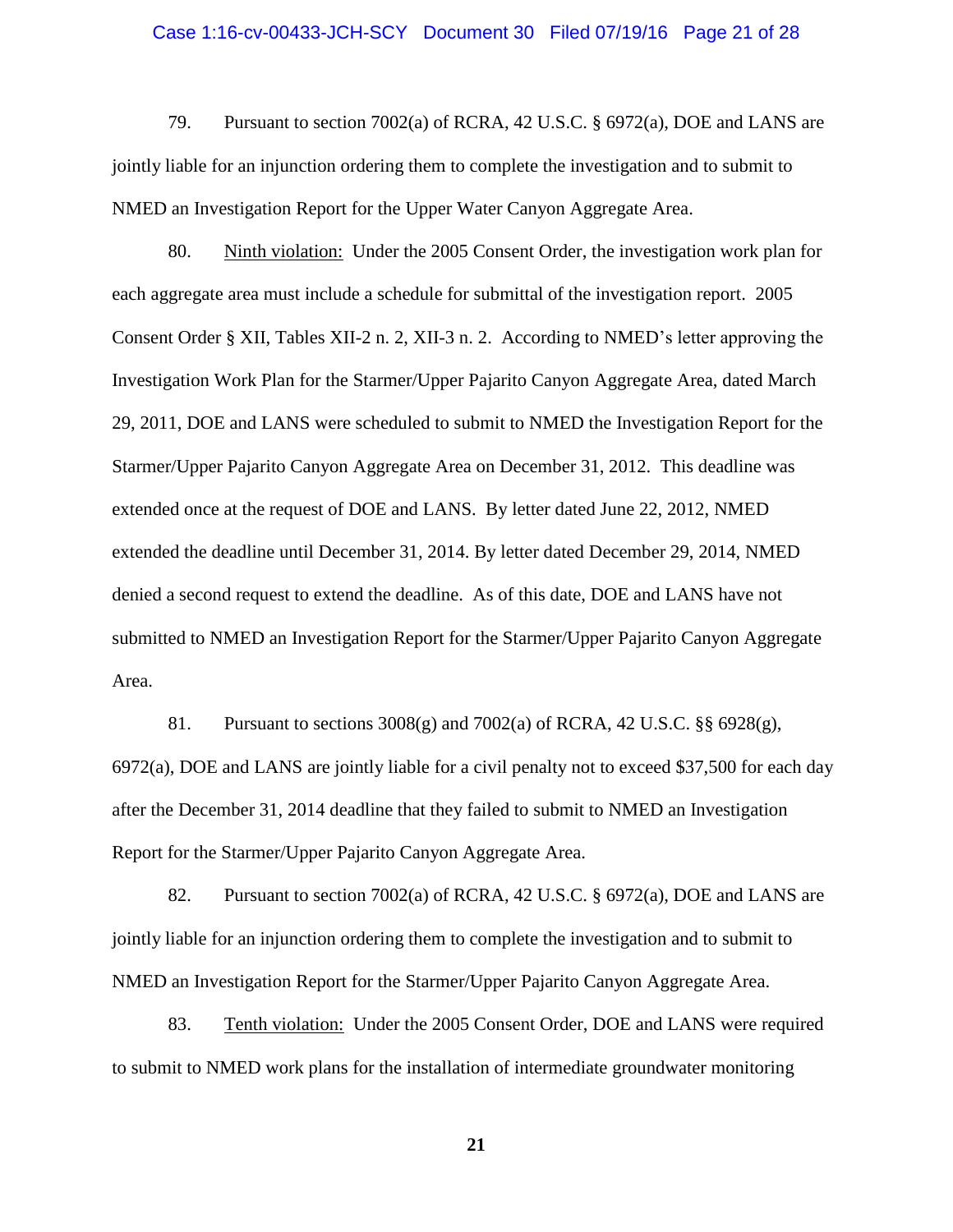79. Pursuant to section 7002(a) of RCRA, 42 U.S.C. § 6972(a), DOE and LANS are jointly liable for an injunction ordering them to complete the investigation and to submit to NMED an Investigation Report for the Upper Water Canyon Aggregate Area.

80. Ninth violation: Under the 2005 Consent Order, the investigation work plan for each aggregate area must include a schedule for submittal of the investigation report. 2005 Consent Order § XII, Tables XII-2 n. 2, XII-3 n. 2. According to NMED's letter approving the Investigation Work Plan for the Starmer/Upper Pajarito Canyon Aggregate Area, dated March 29, 2011, DOE and LANS were scheduled to submit to NMED the Investigation Report for the Starmer/Upper Pajarito Canyon Aggregate Area on December 31, 2012. This deadline was extended once at the request of DOE and LANS. By letter dated June 22, 2012, NMED extended the deadline until December 31, 2014. By letter dated December 29, 2014, NMED denied a second request to extend the deadline. As of this date, DOE and LANS have not submitted to NMED an Investigation Report for the Starmer/Upper Pajarito Canyon Aggregate Area.

81. Pursuant to sections 3008(g) and 7002(a) of RCRA, 42 U.S.C. §§ 6928(g), 6972(a), DOE and LANS are jointly liable for a civil penalty not to exceed $37,500 for each day after the December 31, 2014 deadline that they failed to submit to NMED an Investigation Report for the Starmer/Upper Pajarito Canyon Aggregate Area.

82. Pursuant to section 7002(a) of RCRA, 42 U.S.C. § 6972(a), DOE and LANS are jointly liable for an injunction ordering them to complete the investigation and to submit to NMED an Investigation Report for the Starmer/Upper Pajarito Canyon Aggregate Area.

83. Tenth violation: Under the 2005 Consent Order, DOE and LANS were required to submit to NMED work plans for the installation of intermediate groundwater monitoring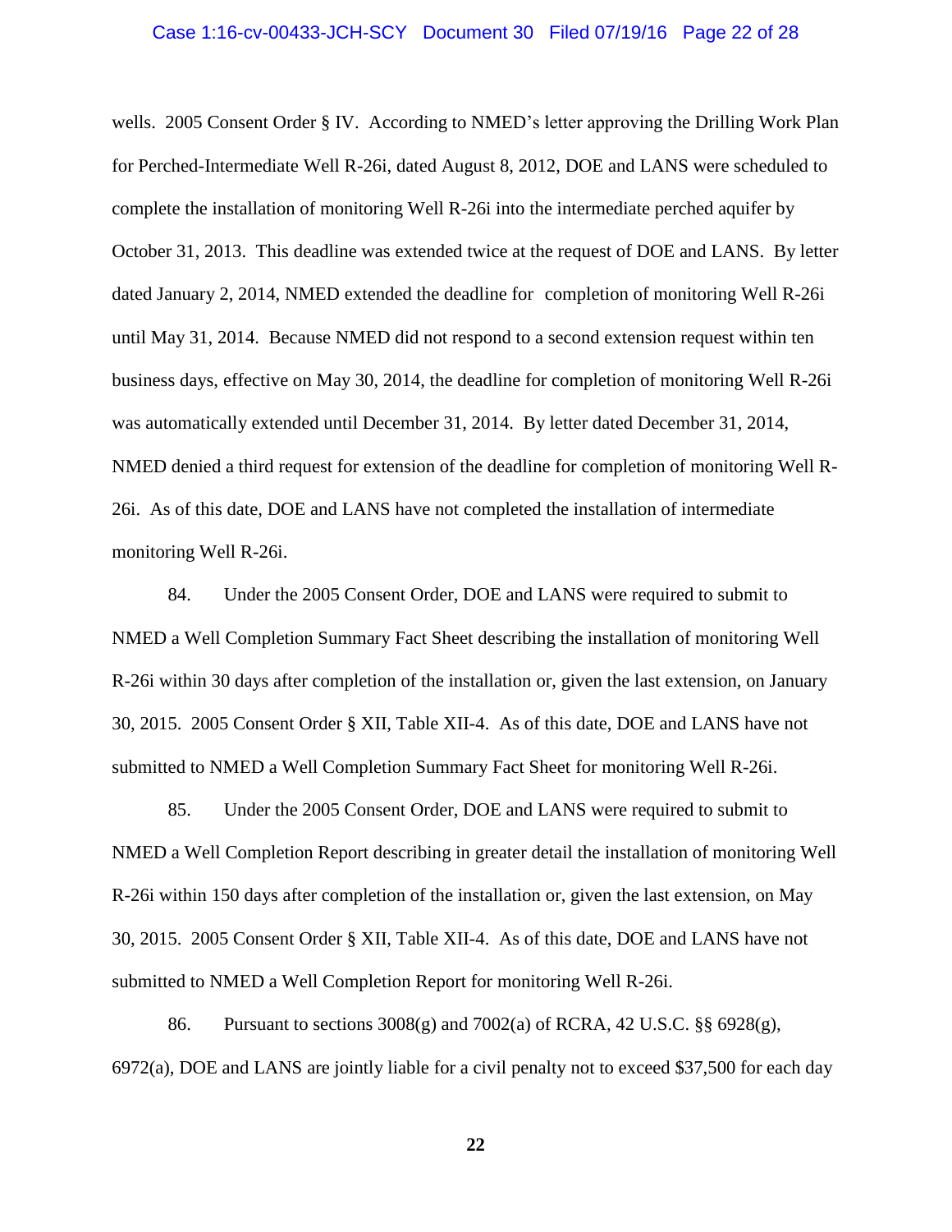wells. 2005 Consent Order § IV. According to NMED's letter approving the Drilling Work Plan for Perched-Intermediate Well R-26i, dated August 8, 2012, DOE and LANS were scheduled to complete the installation of monitoring Well R-26i into the intermediate perched aquifer by October 31, 2013. This deadline was extended twice at the request of DOE and LANS. By letter dated January 2, 2014, NMED extended the deadline for completion of monitoring Well R-26i until May 31, 2014. Because NMED did not respond to a second extension request within ten business days, effective on May 30, 2014, the deadline for completion of monitoring Well R-26i was automatically extended until December 31, 2014. By letter dated December 31, 2014, NMED denied a third request for extension of the deadline for completion of monitoring Well R-26i. As of this date, DOE and LANS have not completed the installation of intermediate monitoring Well R-26i.

84. Under the 2005 Consent Order, DOE and LANS were required to submit to NMED a Well Completion Summary Fact Sheet describing the installation of monitoring Well R-26i within 30 days after completion of the installation or, given the last extension, on January 30, 2015. 2005 Consent Order § XII, Table XII-4. As of this date, DOE and LANS have not submitted to NMED a Well Completion Summary Fact Sheet for monitoring Well R-26i.

85. Under the 2005 Consent Order, DOE and LANS were required to submit to NMED a Well Completion Report describing in greater detail the installation of monitoring Well R-26i within 150 days after completion of the installation or, given the last extension, on May 30, 2015. 2005 Consent Order § XII, Table XII-4. As of this date, DOE and LANS have not submitted to NMED a Well Completion Report for monitoring Well R-26i.

86. Pursuant to sections 3008(g) and 7002(a) of RCRA, 42 U.S.C. §§ 6928(g), 6972(a), DOE and LANS are jointly liable for a civil penalty not to exceed $37,500 for each day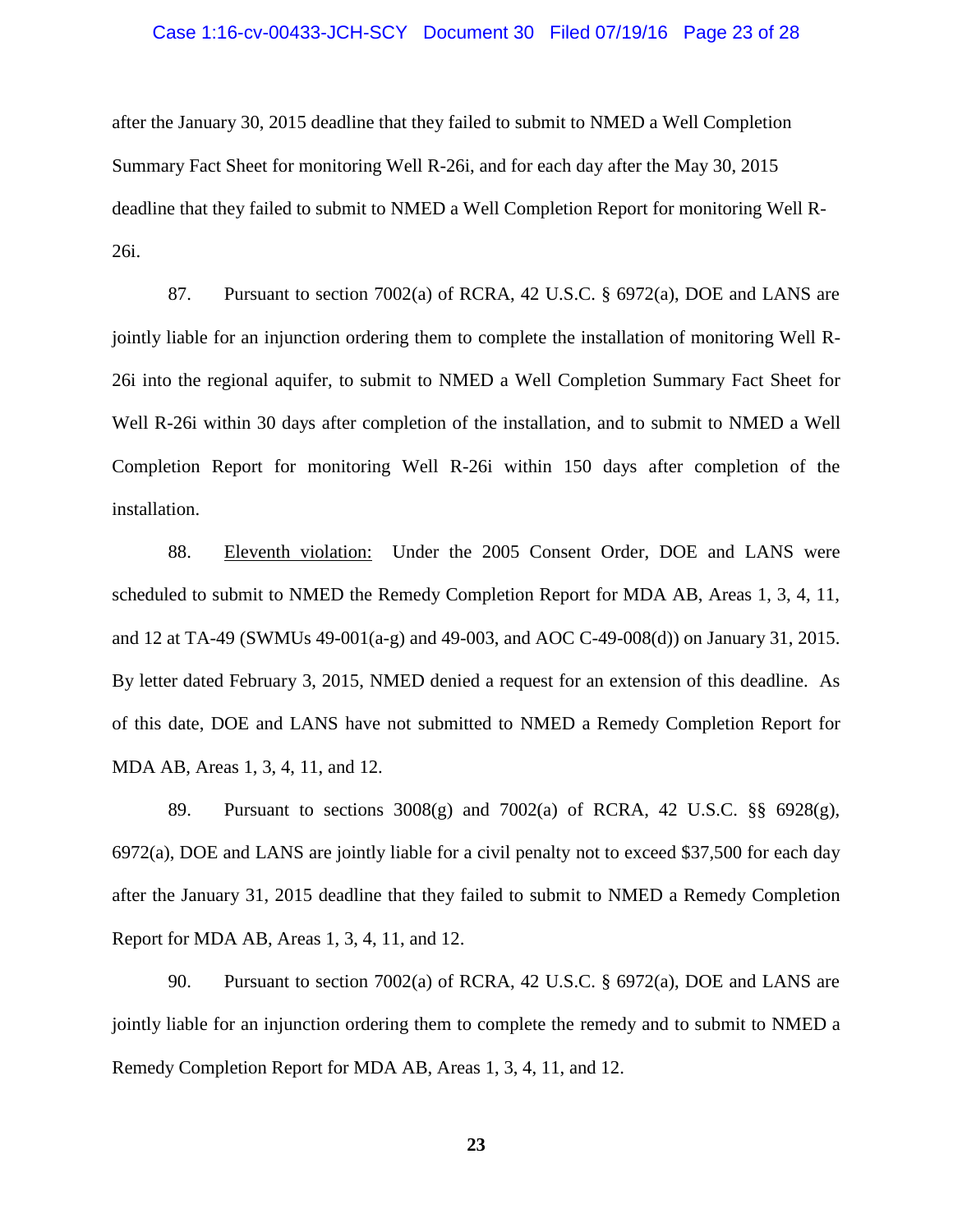after the January 30, 2015 deadline that they failed to submit to NMED a Well Completion Summary Fact Sheet for monitoring Well R-26i, and for each day after the May 30, 2015 deadline that they failed to submit to NMED a Well Completion Report for monitoring Well R-26i.

87. Pursuant to section 7002(a) of RCRA, 42 U.S.C. § 6972(a), DOE and LANS are jointly liable for an injunction ordering them to complete the installation of monitoring Well R-26i into the regional aquifer, to submit to NMED a Well Completion Summary Fact Sheet for Well R-26i within 30 days after completion of the installation, and to submit to NMED a Well Completion Report for monitoring Well R-26i within 150 days after completion of the installation.

88. <u>Eleventh violation:</u> Under the 2005 Consent Order, DOE and LANS were scheduled to submit to NMED the Remedy Completion Report for MDA AB, Areas 1, 3, 4, 11, and 12 at TA-49 (SWMUs 49-001(a-g) and 49-003, and AOC C-49-008(d)) on January 31, 2015. By letter dated February 3, 2015, NMED denied a request for an extension of this deadline. As of this date, DOE and LANS have not submitted to NMED a Remedy Completion Report for MDA AB, Areas 1, 3, 4, 11, and 12.

89. Pursuant to sections 3008(g) and 7002(a) of RCRA, 42 U.S.C. §§ 6928(g), 6972(a), DOE and LANS are jointly liable for a civil penalty not to exceed $37,500 for each day after the January 31, 2015 deadline that they failed to submit to NMED a Remedy Completion Report for MDA AB, Areas 1, 3, 4, 11, and 12.

90. Pursuant to section 7002(a) of RCRA, 42 U.S.C. § 6972(a), DOE and LANS are jointly liable for an injunction ordering them to complete the remedy and to submit to NMED a Remedy Completion Report for MDA AB, Areas 1, 3, 4, 11, and 12.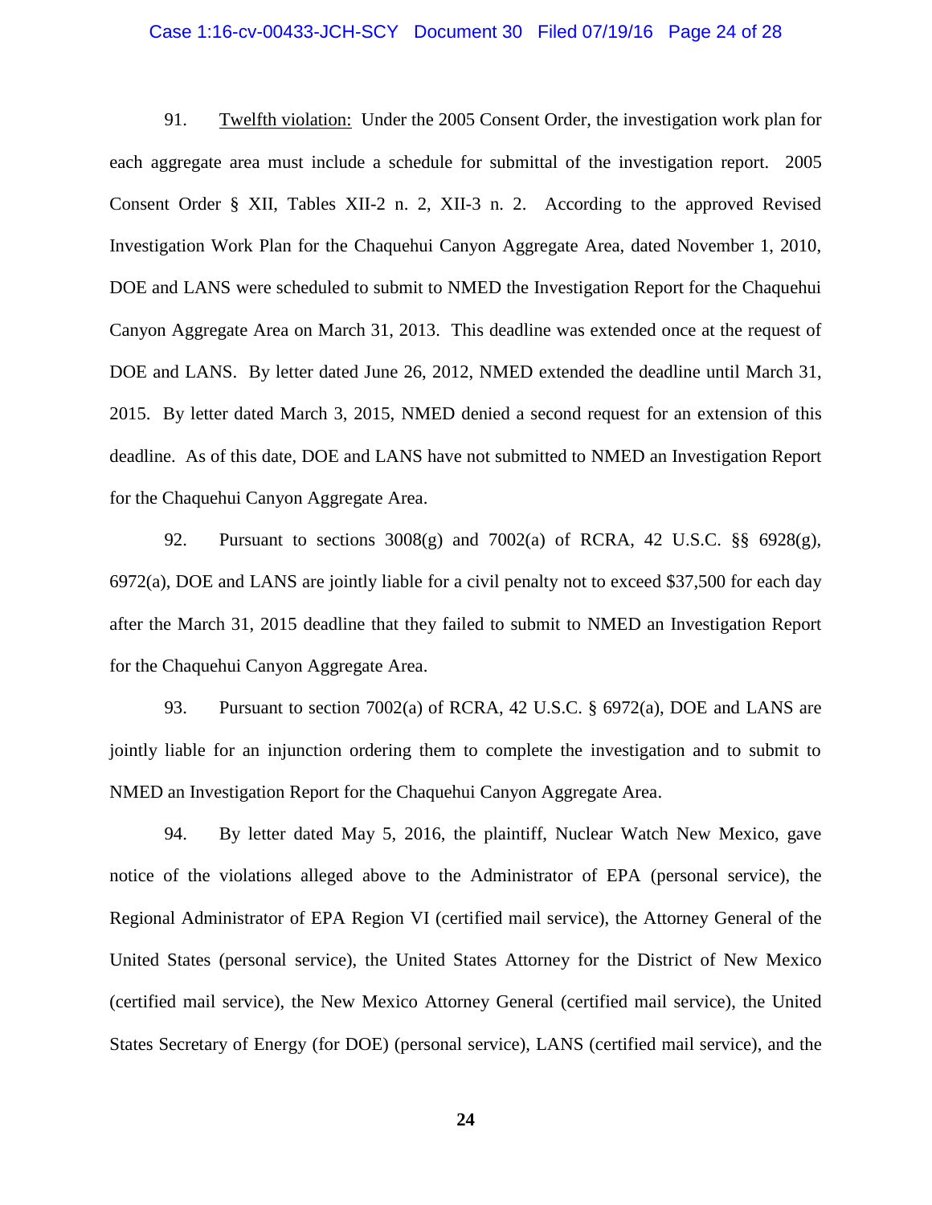91. <u>Twelfth violation:</u> Under the 2005 Consent Order, the investigation work plan for each aggregate area must include a schedule for submittal of the investigation report. 2005 Consent Order § XII, Tables XII-2 n. 2, XII-3 n. 2. According to the approved Revised Investigation Work Plan for the Chaquehui Canyon Aggregate Area, dated November 1, 2010, DOE and LANS were scheduled to submit to NMED the Investigation Report for the Chaquehui Canyon Aggregate Area on March 31, 2013. This deadline was extended once at the request of DOE and LANS. By letter dated June 26, 2012, NMED extended the deadline until March 31, 2015. By letter dated March 3, 2015, NMED denied a second request for an extension of this deadline. As of this date, DOE and LANS have not submitted to NMED an Investigation Report for the Chaquehui Canyon Aggregate Area.

92. Pursuant to sections 3008(g) and 7002(a) of RCRA, 42 U.S.C. §§ 6928(g), 6972(a), DOE and LANS are jointly liable for a civil penalty not to exceed $37,500 for each day after the March 31, 2015 deadline that they failed to submit to NMED an Investigation Report for the Chaquehui Canyon Aggregate Area.

93. Pursuant to section 7002(a) of RCRA, 42 U.S.C. § 6972(a), DOE and LANS are jointly liable for an injunction ordering them to complete the investigation and to submit to NMED an Investigation Report for the Chaquehui Canyon Aggregate Area.

94. By letter dated May 5, 2016, the plaintiff, Nuclear Watch New Mexico, gave notice of the violations alleged above to the Administrator of EPA (personal service), the Regional Administrator of EPA Region VI (certified mail service), the Attorney General of the United States (personal service), the United States Attorney for the District of New Mexico (certified mail service), the New Mexico Attorney General (certified mail service), the United States Secretary of Energy (for DOE) (personal service), LANS (certified mail service), and the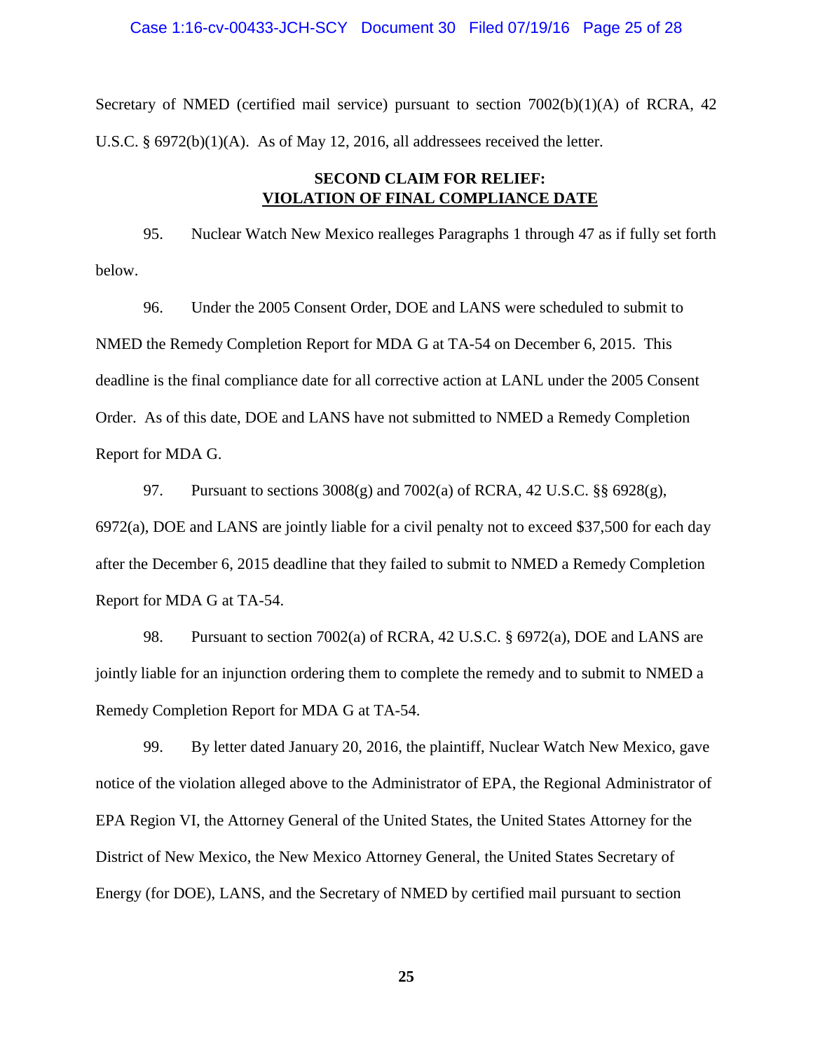Secretary of NMED (certified mail service) pursuant to section 7002(b)(1)(A) of RCRA, 42 U.S.C. § 6972(b)(1)(A). As of May 12, 2016, all addressees received the letter.

## SECOND CLAIM FOR RELIEF: VIOLATION OF FINAL COMPLIANCE DATE

95. Nuclear Watch New Mexico realleges Paragraphs 1 through 47 as if fully set forth below.

96. Under the 2005 Consent Order, DOE and LANS were scheduled to submit to NMED the Remedy Completion Report for MDA G at TA-54 on December 6, 2015. This deadline is the final compliance date for all corrective action at LANL under the 2005 Consent Order. As of this date, DOE and LANS have not submitted to NMED a Remedy Completion Report for MDA G.

97. Pursuant to sections 3008(g) and 7002(a) of RCRA, 42 U.S.C. §§ 6928(g), 6972(a), DOE and LANS are jointly liable for a civil penalty not to exceed $37,500 for each day after the December 6, 2015 deadline that they failed to submit to NMED a Remedy Completion Report for MDA G at TA-54.

98. Pursuant to section 7002(a) of RCRA, 42 U.S.C. § 6972(a), DOE and LANS are jointly liable for an injunction ordering them to complete the remedy and to submit to NMED a Remedy Completion Report for MDA G at TA-54.

99. By letter dated January 20, 2016, the plaintiff, Nuclear Watch New Mexico, gave notice of the violation alleged above to the Administrator of EPA, the Regional Administrator of EPA Region VI, the Attorney General of the United States, the United States Attorney for the District of New Mexico, the New Mexico Attorney General, the United States Secretary of Energy (for DOE), LANS, and the Secretary of NMED by certified mail pursuant to section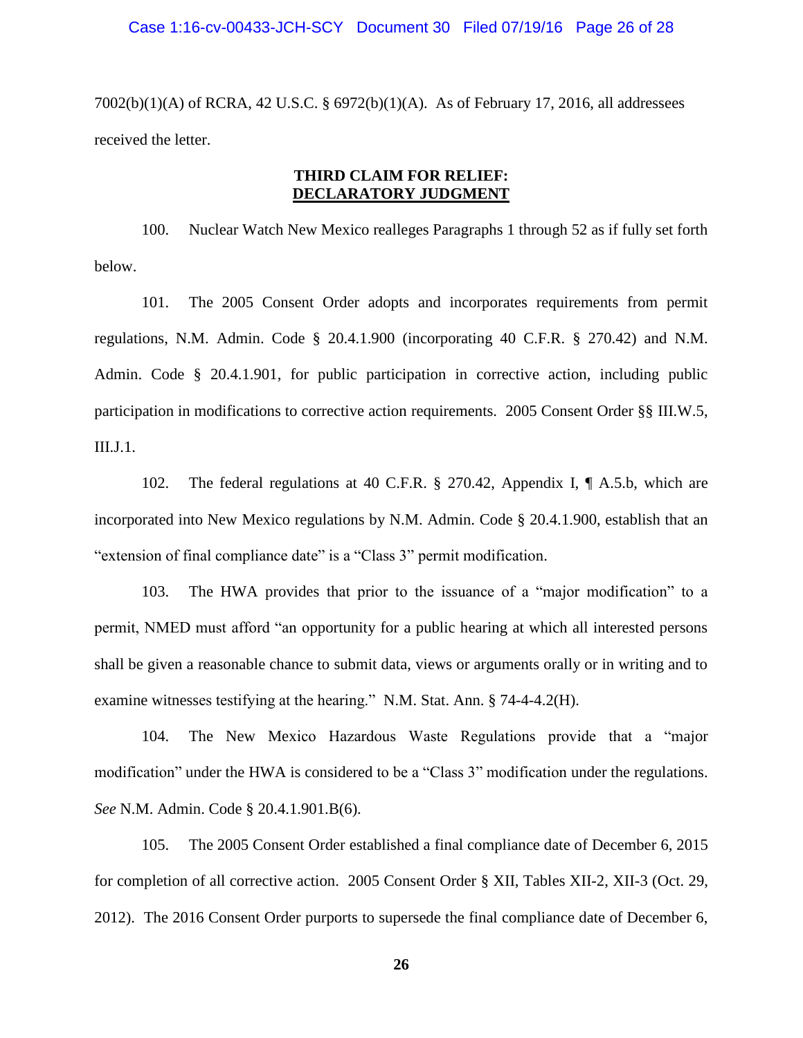7002(b)(1)(A) of RCRA, 42 U.S.C. § 6972(b)(1)(A). As of February 17, 2016, all addressees received the letter.

**THIRD CLAIM FOR RELIEF:**
**DECLARATORY JUDGMENT**

100. Nuclear Watch New Mexico realleges Paragraphs 1 through 52 as if fully set forth below.

101. The 2005 Consent Order adopts and incorporates requirements from permit regulations, N.M. Admin. Code § 20.4.1.900 (incorporating 40 C.F.R. § 270.42) and N.M. Admin. Code § 20.4.1.901, for public participation in corrective action, including public participation in modifications to corrective action requirements. 2005 Consent Order §§ III.W.5, III.J.1.

102. The federal regulations at 40 C.F.R. § 270.42, Appendix I, ¶ A.5.b, which are incorporated into New Mexico regulations by N.M. Admin. Code § 20.4.1.900, establish that an "extension of final compliance date" is a "Class 3" permit modification.

103. The HWA provides that prior to the issuance of a "major modification" to a permit, NMED must afford "an opportunity for a public hearing at which all interested persons shall be given a reasonable chance to submit data, views or arguments orally or in writing and to examine witnesses testifying at the hearing." N.M. Stat. Ann. § 74-4-4.2(H).

104. The New Mexico Hazardous Waste Regulations provide that a "major modification" under the HWA is considered to be a "Class 3" modification under the regulations. *See* N.M. Admin. Code § 20.4.1.901.B(6).

105. The 2005 Consent Order established a final compliance date of December 6, 2015 for completion of all corrective action. 2005 Consent Order § XII, Tables XII-2, XII-3 (Oct. 29, 2012). The 2016 Consent Order purports to supersede the final compliance date of December 6,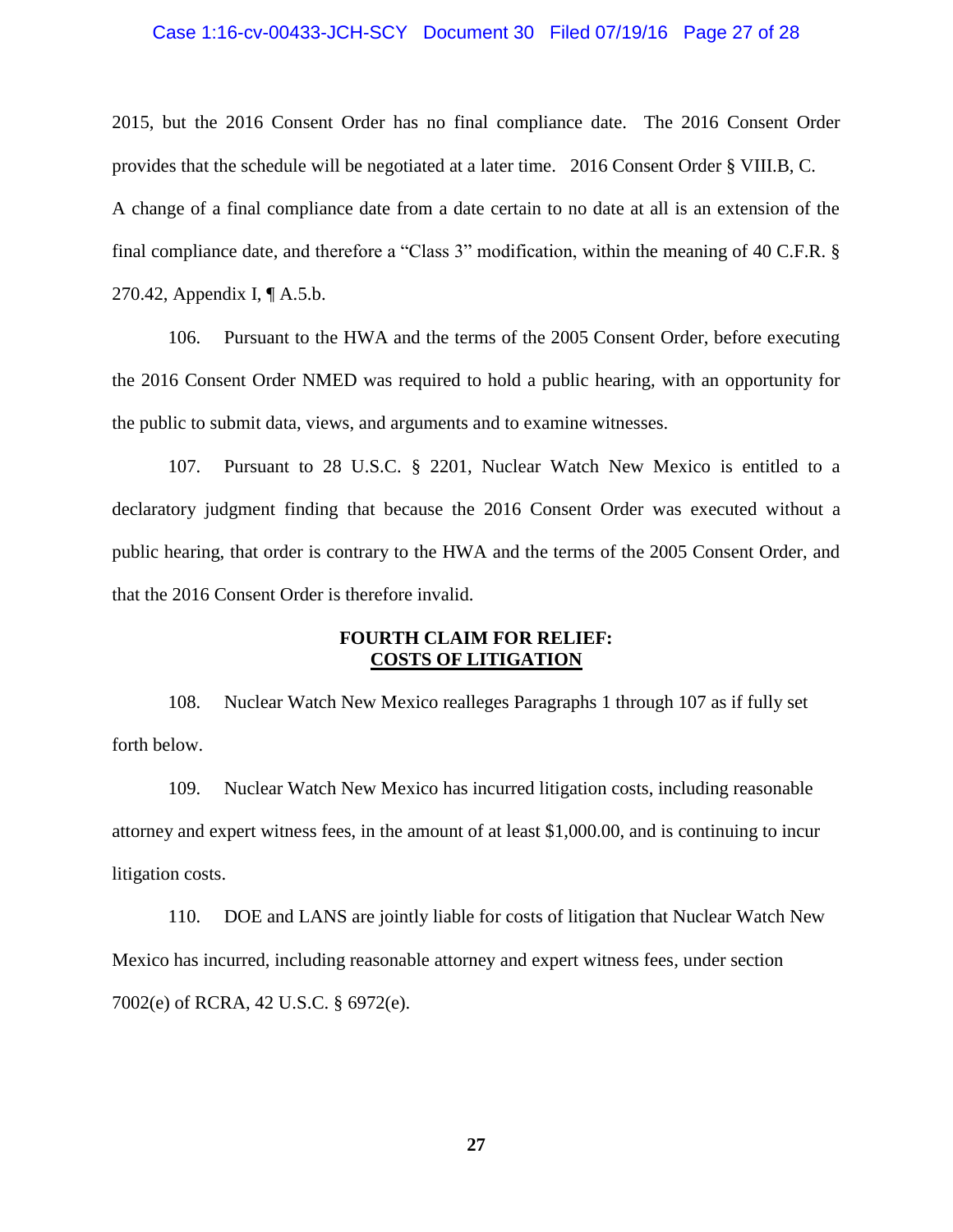2015, but the 2016 Consent Order has no final compliance date. The 2016 Consent Order provides that the schedule will be negotiated at a later time. 2016 Consent Order § VIII.B, C. A change of a final compliance date from a date certain to no date at all is an extension of the final compliance date, and therefore a "Class 3" modification, within the meaning of 40 C.F.R. § 270.42, Appendix I, ¶ A.5.b.

106. Pursuant to the HWA and the terms of the 2005 Consent Order, before executing the 2016 Consent Order NMED was required to hold a public hearing, with an opportunity for the public to submit data, views, and arguments and to examine witnesses.

107. Pursuant to 28 U.S.C. § 2201, Nuclear Watch New Mexico is entitled to a declaratory judgment finding that because the 2016 Consent Order was executed without a public hearing, that order is contrary to the HWA and the terms of the 2005 Consent Order, and that the 2016 Consent Order is therefore invalid.

## FOURTH CLAIM FOR RELIEF: COSTS OF LITIGATION

108. Nuclear Watch New Mexico realleges Paragraphs 1 through 107 as if fully set forth below.

109. Nuclear Watch New Mexico has incurred litigation costs, including reasonable attorney and expert witness fees, in the amount of at least $1,000.00, and is continuing to incur litigation costs.

110. DOE and LANS are jointly liable for costs of litigation that Nuclear Watch New Mexico has incurred, including reasonable attorney and expert witness fees, under section 7002(e) of RCRA, 42 U.S.C. § 6972(e).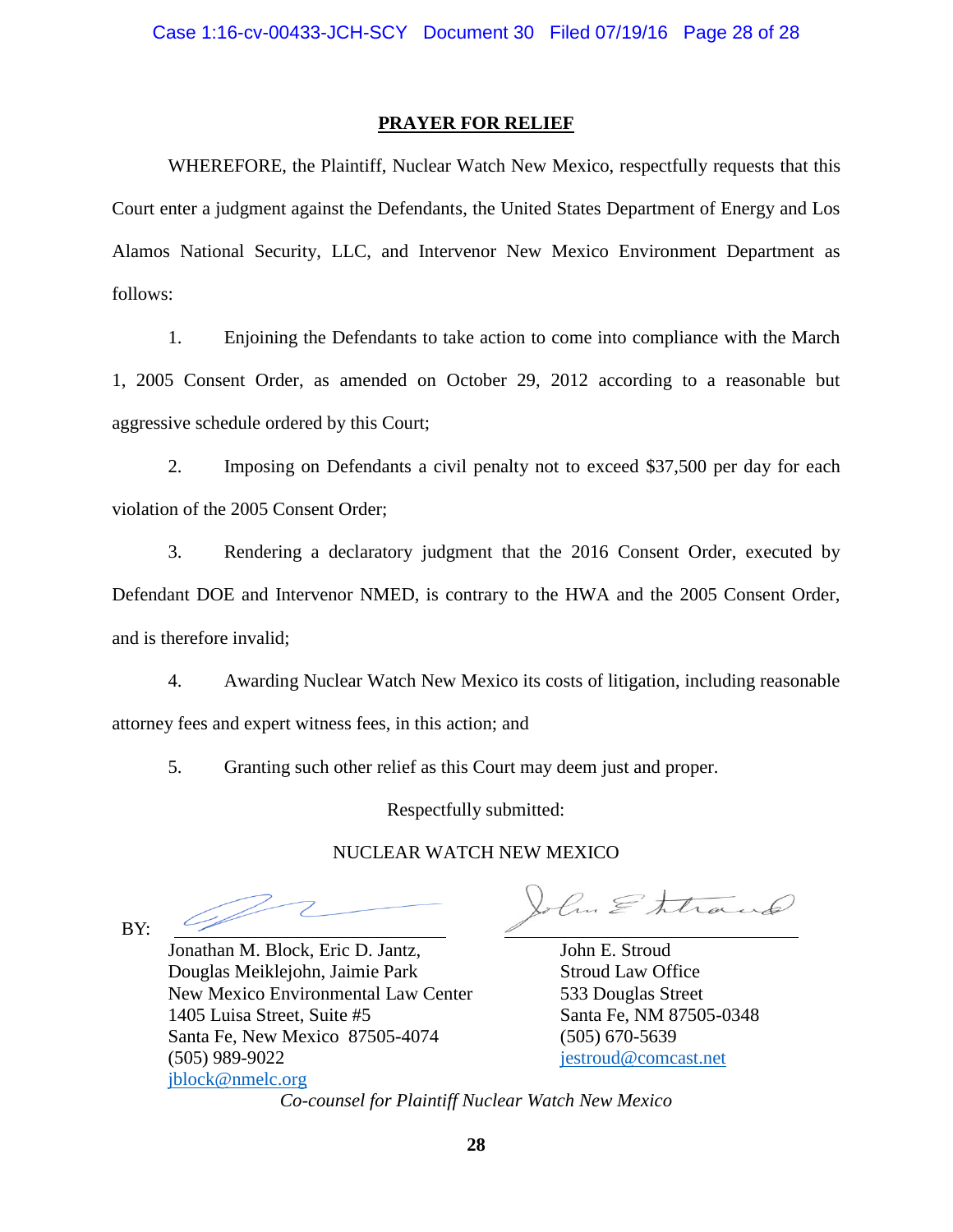## PRAYER FOR RELIEF

WHEREFORE, the Plaintiff, Nuclear Watch New Mexico, respectfully requests that this Court enter a judgment against the Defendants, the United States Department of Energy and Los Alamos National Security, LLC, and Intervenor New Mexico Environment Department as follows:

1. Enjoining the Defendants to take action to come into compliance with the March 1, 2005 Consent Order, as amended on October 29, 2012 according to a reasonable but aggressive schedule ordered by this Court;

2. Imposing on Defendants a civil penalty not to exceed $37,500 per day for each violation of the 2005 Consent Order;

3. Rendering a declaratory judgment that the 2016 Consent Order, executed by Defendant DOE and Intervenor NMED, is contrary to the HWA and the 2005 Consent Order, and is therefore invalid;

4. Awarding Nuclear Watch New Mexico its costs of litigation, including reasonable attorney fees and expert witness fees, in this action; and

5. Granting such other relief as this Court may deem just and proper.

Respectfully submitted:

NUCLEAR WATCH NEW MEXICO

BY: \_\_\_\_\_\_\_\_\_\_\_\_\_\_\_\_\_\_\_\_\_\_\_\_\_\_\_\_

Jonathan M. Block, Eric D. Jantz,
Douglas Meiklejohn, Jaimie Park
New Mexico Environmental Law Center
1405 Luisa Street, Suite #5
Santa Fe, New Mexico 87505-4074
(505) 989-9022
jblock@nmelc.org

\_\_\_\_\_\_\_\_\_\_\_\_\_\_\_\_\_\_\_\_\_\_\_\_\_\_\_\_

John E. Stroud
Stroud Law Office
533 Douglas Street
Santa Fe, NM 87505-0348
(505) 670-5639
jestroud@comcast.net

*Co-counsel for Plaintiff Nuclear Watch New Mexico*